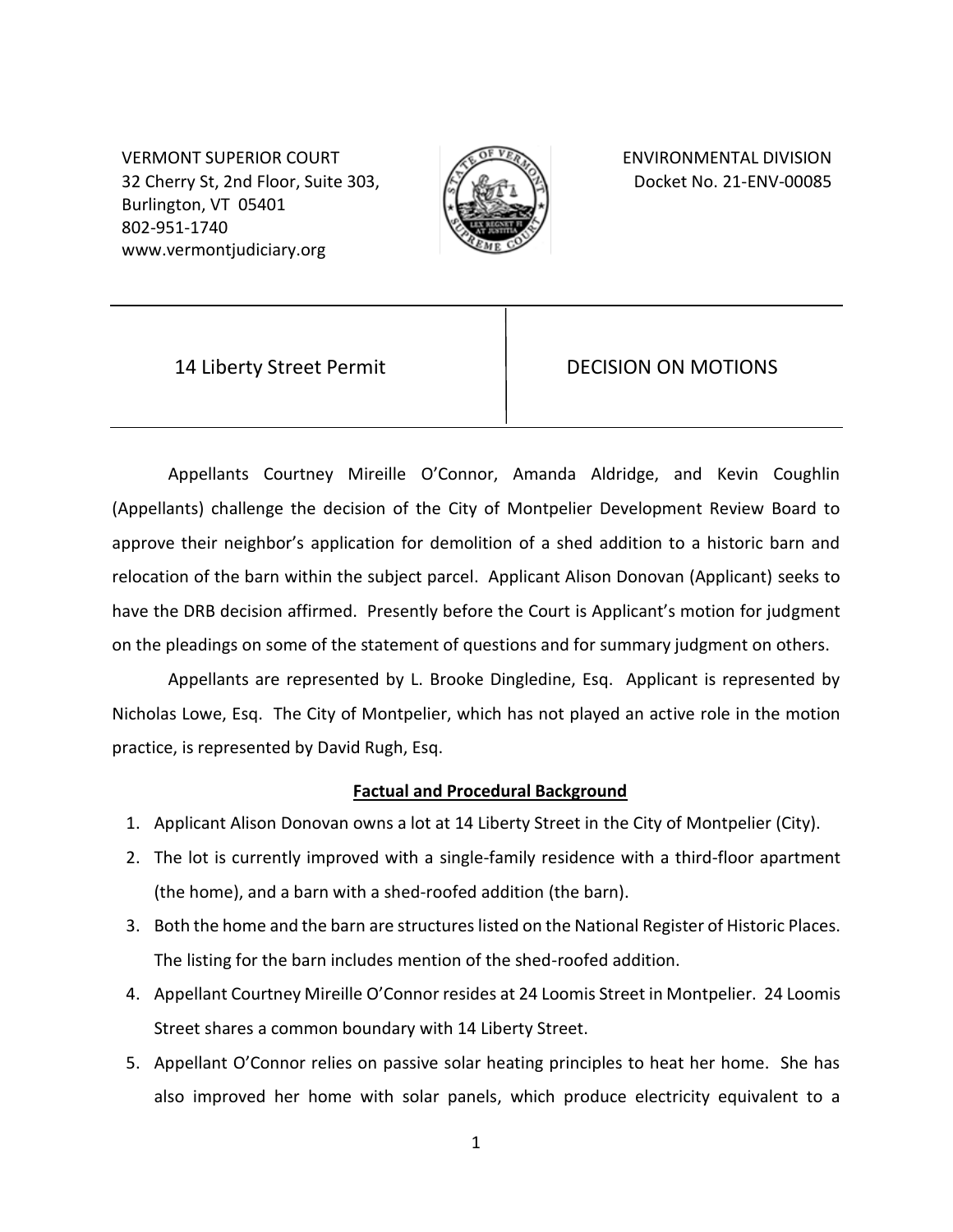VERMONT SUPERIOR COURT
32 Cherry St, 2nd Floor, Suite 303,
Burlington, VT 05401
802-951-1740
www.vermontjudiciary.org

ENVIRONMENTAL DIVISION
Docket No. 21-ENV-00085

| 14 Liberty Street Permit | DECISION ON MOTIONS |
|---|---|

Appellants Courtney Mireille O'Connor, Amanda Aldridge, and Kevin Coughlin (Appellants) challenge the decision of the City of Montpelier Development Review Board to approve their neighbor's application for demolition of a shed addition to a historic barn and relocation of the barn within the subject parcel. Applicant Alison Donovan (Applicant) seeks to have the DRB decision affirmed. Presently before the Court is Applicant's motion for judgment on the pleadings on some of the statement of questions and for summary judgment on others.

Appellants are represented by L. Brooke Dingledine, Esq. Applicant is represented by Nicholas Lowe, Esq. The City of Montpelier, which has not played an active role in the motion practice, is represented by David Rugh, Esq.

## Factual and Procedural Background

1. Applicant Alison Donovan owns a lot at 14 Liberty Street in the City of Montpelier (City).
2. The lot is currently improved with a single-family residence with a third-floor apartment (the home), and a barn with a shed-roofed addition (the barn).
3. Both the home and the barn are structures listed on the National Register of Historic Places. The listing for the barn includes mention of the shed-roofed addition.
4. Appellant Courtney Mireille O'Connor resides at 24 Loomis Street in Montpelier. 24 Loomis Street shares a common boundary with 14 Liberty Street.
5. Appellant O'Connor relies on passive solar heating principles to heat her home. She has also improved her home with solar panels, which produce electricity equivalent to a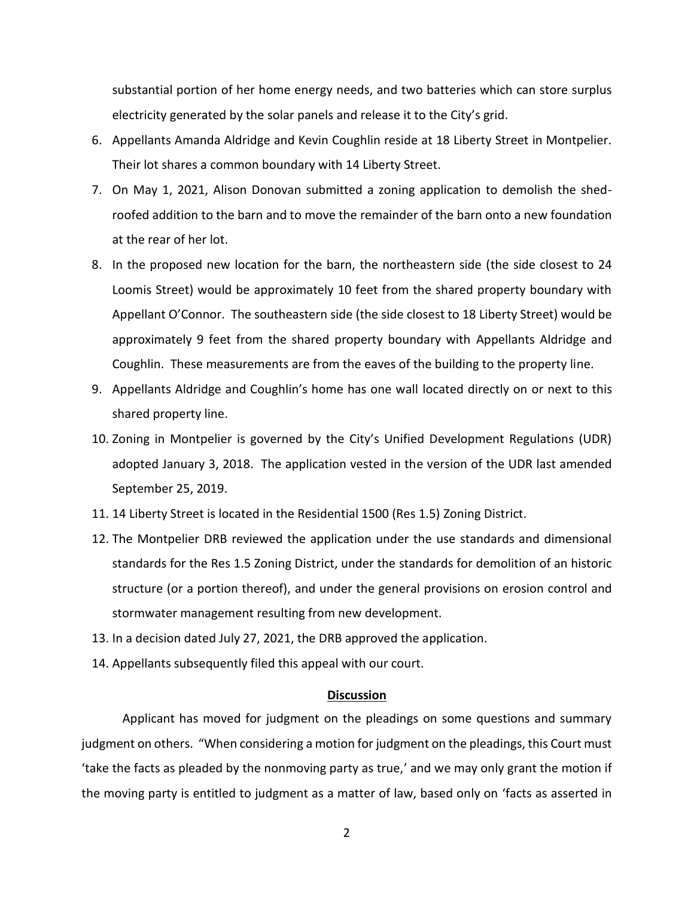substantial portion of her home energy needs, and two batteries which can store surplus electricity generated by the solar panels and release it to the City's grid.

6. Appellants Amanda Aldridge and Kevin Coughlin reside at 18 Liberty Street in Montpelier. Their lot shares a common boundary with 14 Liberty Street.
7. On May 1, 2021, Alison Donovan submitted a zoning application to demolish the shed-roofed addition to the barn and to move the remainder of the barn onto a new foundation at the rear of her lot.
8. In the proposed new location for the barn, the northeastern side (the side closest to 24 Loomis Street) would be approximately 10 feet from the shared property boundary with Appellant O'Connor. The southeastern side (the side closest to 18 Liberty Street) would be approximately 9 feet from the shared property boundary with Appellants Aldridge and Coughlin. These measurements are from the eaves of the building to the property line.
9. Appellants Aldridge and Coughlin's home has one wall located directly on or next to this shared property line.
10. Zoning in Montpelier is governed by the City's Unified Development Regulations (UDR) adopted January 3, 2018. The application vested in the version of the UDR last amended September 25, 2019.
11. 14 Liberty Street is located in the Residential 1500 (Res 1.5) Zoning District.
12. The Montpelier DRB reviewed the application under the use standards and dimensional standards for the Res 1.5 Zoning District, under the standards for demolition of an historic structure (or a portion thereof), and under the general provisions on erosion control and stormwater management resulting from new development.
13. In a decision dated July 27, 2021, the DRB approved the application.
14. Appellants subsequently filed this appeal with our court.

**Discussion**

Applicant has moved for judgment on the pleadings on some questions and summary judgment on others. "When considering a motion for judgment on the pleadings, this Court must 'take the facts as pleaded by the nonmoving party as true,' and we may only grant the motion if the moving party is entitled to judgment as a matter of law, based only on 'facts as asserted in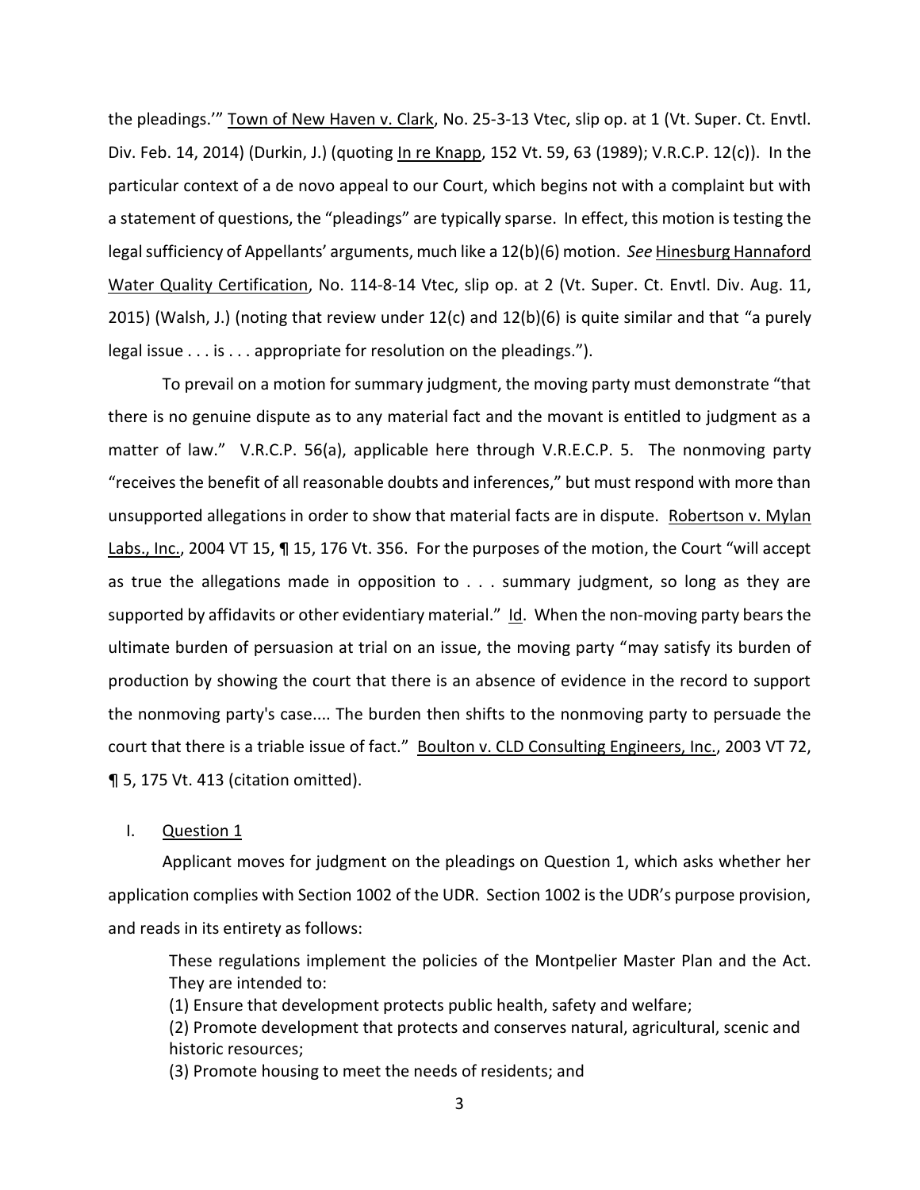the pleadings.'" Town of New Haven v. Clark, No. 25-3-13 Vtec, slip op. at 1 (Vt. Super. Ct. Envtl. Div. Feb. 14, 2014) (Durkin, J.) (quoting In re Knapp, 152 Vt. 59, 63 (1989); V.R.C.P. 12(c)). In the particular context of a de novo appeal to our Court, which begins not with a complaint but with a statement of questions, the "pleadings" are typically sparse. In effect, this motion is testing the legal sufficiency of Appellants' arguments, much like a 12(b)(6) motion. *See* Hinesburg Hannaford Water Quality Certification, No. 114-8-14 Vtec, slip op. at 2 (Vt. Super. Ct. Envtl. Div. Aug. 11, 2015) (Walsh, J.) (noting that review under 12(c) and 12(b)(6) is quite similar and that "a purely legal issue . . . is . . . appropriate for resolution on the pleadings.").

To prevail on a motion for summary judgment, the moving party must demonstrate "that there is no genuine dispute as to any material fact and the movant is entitled to judgment as a matter of law." V.R.C.P. 56(a), applicable here through V.R.E.C.P. 5. The nonmoving party "receives the benefit of all reasonable doubts and inferences," but must respond with more than unsupported allegations in order to show that material facts are in dispute. Robertson v. Mylan Labs., Inc., 2004 VT 15, ¶ 15, 176 Vt. 356. For the purposes of the motion, the Court "will accept as true the allegations made in opposition to . . . summary judgment, so long as they are supported by affidavits or other evidentiary material." Id. When the non-moving party bears the ultimate burden of persuasion at trial on an issue, the moving party "may satisfy its burden of production by showing the court that there is an absence of evidence in the record to support the nonmoving party's case.... The burden then shifts to the nonmoving party to persuade the court that there is a triable issue of fact." Boulton v. CLD Consulting Engineers, Inc., 2003 VT 72, ¶ 5, 175 Vt. 413 (citation omitted).

## I. Question 1

Applicant moves for judgment on the pleadings on Question 1, which asks whether her application complies with Section 1002 of the UDR. Section 1002 is the UDR's purpose provision, and reads in its entirety as follows:

> These regulations implement the policies of the Montpelier Master Plan and the Act. They are intended to:
> (1) Ensure that development protects public health, safety and welfare;
> (2) Promote development that protects and conserves natural, agricultural, scenic and historic resources;
> (3) Promote housing to meet the needs of residents; and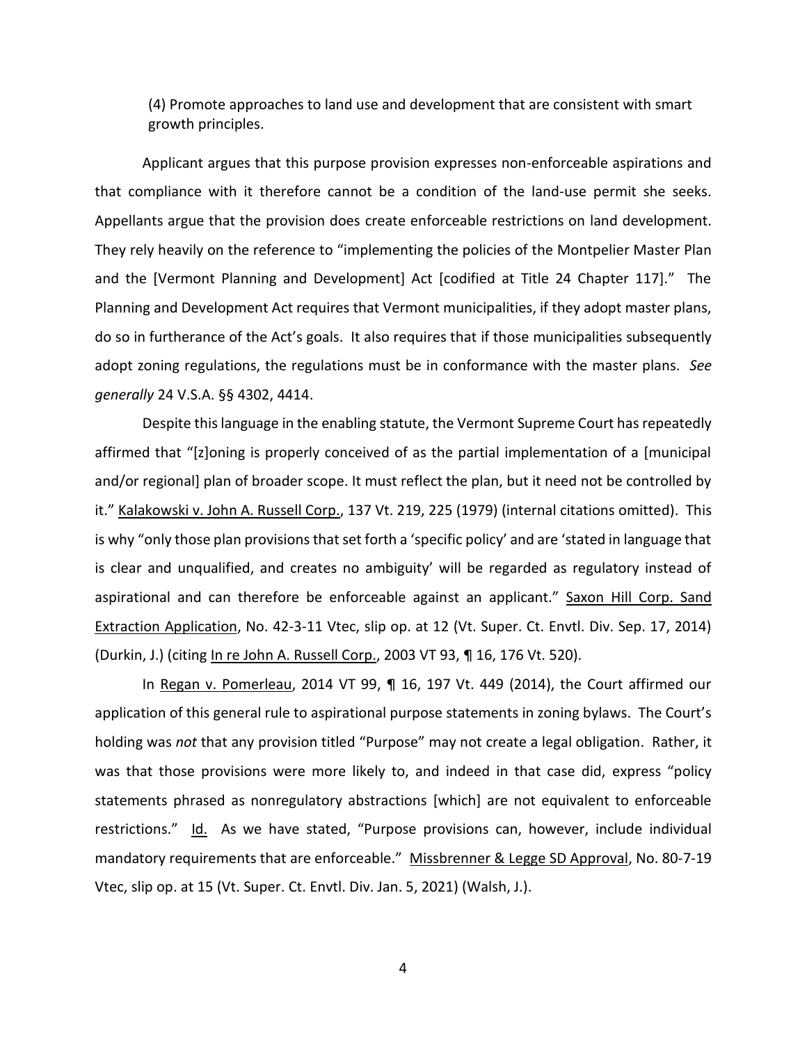> (4) Promote approaches to land use and development that are consistent with smart growth principles.

Applicant argues that this purpose provision expresses non-enforceable aspirations and that compliance with it therefore cannot be a condition of the land-use permit she seeks. Appellants argue that the provision does create enforceable restrictions on land development. They rely heavily on the reference to "implementing the policies of the Montpelier Master Plan and the [Vermont Planning and Development] Act [codified at Title 24 Chapter 117]." The Planning and Development Act requires that Vermont municipalities, if they adopt master plans, do so in furtherance of the Act's goals. It also requires that if those municipalities subsequently adopt zoning regulations, the regulations must be in conformance with the master plans. *See generally* 24 V.S.A. §§ 4302, 4414.

Despite this language in the enabling statute, the Vermont Supreme Court has repeatedly affirmed that "[z]oning is properly conceived of as the partial implementation of a [municipal and/or regional] plan of broader scope. It must reflect the plan, but it need not be controlled by it." Kalakowski v. John A. Russell Corp., 137 Vt. 219, 225 (1979) (internal citations omitted). This is why "only those plan provisions that set forth a 'specific policy' and are 'stated in language that is clear and unqualified, and creates no ambiguity' will be regarded as regulatory instead of aspirational and can therefore be enforceable against an applicant." Saxon Hill Corp. Sand Extraction Application, No. 42-3-11 Vtec, slip op. at 12 (Vt. Super. Ct. Envtl. Div. Sep. 17, 2014) (Durkin, J.) (citing In re John A. Russell Corp., 2003 VT 93, ¶ 16, 176 Vt. 520).

In Regan v. Pomerleau, 2014 VT 99, ¶ 16, 197 Vt. 449 (2014), the Court affirmed our application of this general rule to aspirational purpose statements in zoning bylaws. The Court's holding was *not* that any provision titled "Purpose" may not create a legal obligation. Rather, it was that those provisions were more likely to, and indeed in that case did, express "policy statements phrased as nonregulatory abstractions [which] are not equivalent to enforceable restrictions." Id. As we have stated, "Purpose provisions can, however, include individual mandatory requirements that are enforceable." Missbrenner & Legge SD Approval, No. 80-7-19 Vtec, slip op. at 15 (Vt. Super. Ct. Envtl. Div. Jan. 5, 2021) (Walsh, J.).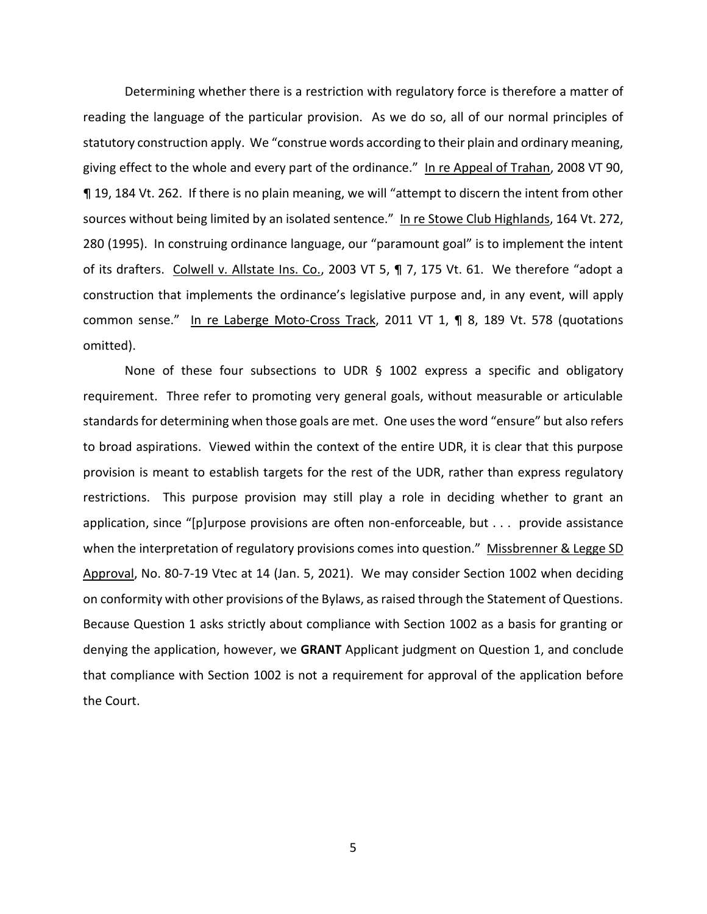Determining whether there is a restriction with regulatory force is therefore a matter of reading the language of the particular provision. As we do so, all of our normal principles of statutory construction apply. We "construe words according to their plain and ordinary meaning, giving effect to the whole and every part of the ordinance." In re Appeal of Trahan, 2008 VT 90, ¶ 19, 184 Vt. 262. If there is no plain meaning, we will "attempt to discern the intent from other sources without being limited by an isolated sentence." In re Stowe Club Highlands, 164 Vt. 272, 280 (1995). In construing ordinance language, our "paramount goal" is to implement the intent of its drafters. Colwell v. Allstate Ins. Co., 2003 VT 5, ¶ 7, 175 Vt. 61. We therefore "adopt a construction that implements the ordinance's legislative purpose and, in any event, will apply common sense." In re Laberge Moto-Cross Track, 2011 VT 1, ¶ 8, 189 Vt. 578 (quotations omitted).

None of these four subsections to UDR § 1002 express a specific and obligatory requirement. Three refer to promoting very general goals, without measurable or articulable standards for determining when those goals are met. One uses the word "ensure" but also refers to broad aspirations. Viewed within the context of the entire UDR, it is clear that this purpose provision is meant to establish targets for the rest of the UDR, rather than express regulatory restrictions. This purpose provision may still play a role in deciding whether to grant an application, since "[p]urpose provisions are often non-enforceable, but . . . provide assistance when the interpretation of regulatory provisions comes into question." Missbrenner & Legge SD Approval, No. 80-7-19 Vtec at 14 (Jan. 5, 2021). We may consider Section 1002 when deciding on conformity with other provisions of the Bylaws, as raised through the Statement of Questions. Because Question 1 asks strictly about compliance with Section 1002 as a basis for granting or denying the application, however, we **GRANT** Applicant judgment on Question 1, and conclude that compliance with Section 1002 is not a requirement for approval of the application before the Court.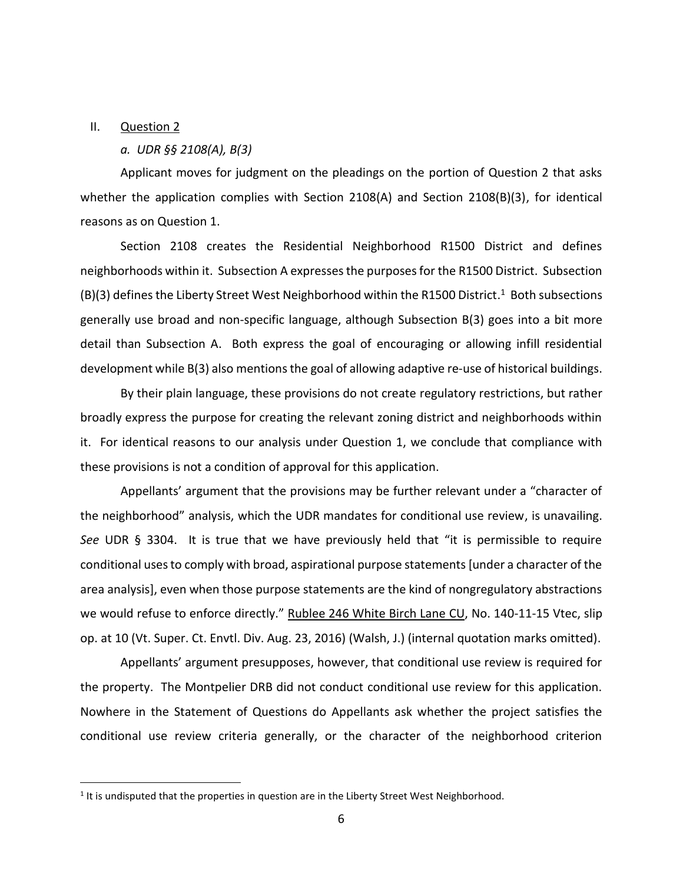## II. Question 2

### *a. UDR §§ 2108(A), B(3)*

Applicant moves for judgment on the pleadings on the portion of Question 2 that asks whether the application complies with Section 2108(A) and Section 2108(B)(3), for identical reasons as on Question 1.

Section 2108 creates the Residential Neighborhood R1500 District and defines neighborhoods within it. Subsection A expresses the purposes for the R1500 District. Subsection (B)(3) defines the Liberty Street West Neighborhood within the R1500 District.[1] Both subsections generally use broad and non-specific language, although Subsection B(3) goes into a bit more detail than Subsection A. Both express the goal of encouraging or allowing infill residential development while B(3) also mentions the goal of allowing adaptive re-use of historical buildings.

By their plain language, these provisions do not create regulatory restrictions, but rather broadly express the purpose for creating the relevant zoning district and neighborhoods within it. For identical reasons to our analysis under Question 1, we conclude that compliance with these provisions is not a condition of approval for this application.

Appellants' argument that the provisions may be further relevant under a "character of the neighborhood" analysis, which the UDR mandates for conditional use review, is unavailing. *See* UDR § 3304. It is true that we have previously held that "it is permissible to require conditional uses to comply with broad, aspirational purpose statements [under a character of the area analysis], even when those purpose statements are the kind of nongregulatory abstractions we would refuse to enforce directly." Rublee 246 White Birch Lane CU, No. 140-11-15 Vtec, slip op. at 10 (Vt. Super. Ct. Envtl. Div. Aug. 23, 2016) (Walsh, J.) (internal quotation marks omitted).

Appellants' argument presupposes, however, that conditional use review is required for the property. The Montpelier DRB did not conduct conditional use review for this application. Nowhere in the Statement of Questions do Appellants ask whether the project satisfies the conditional use review criteria generally, or the character of the neighborhood criterion

---

[1] It is undisputed that the properties in question are in the Liberty Street West Neighborhood.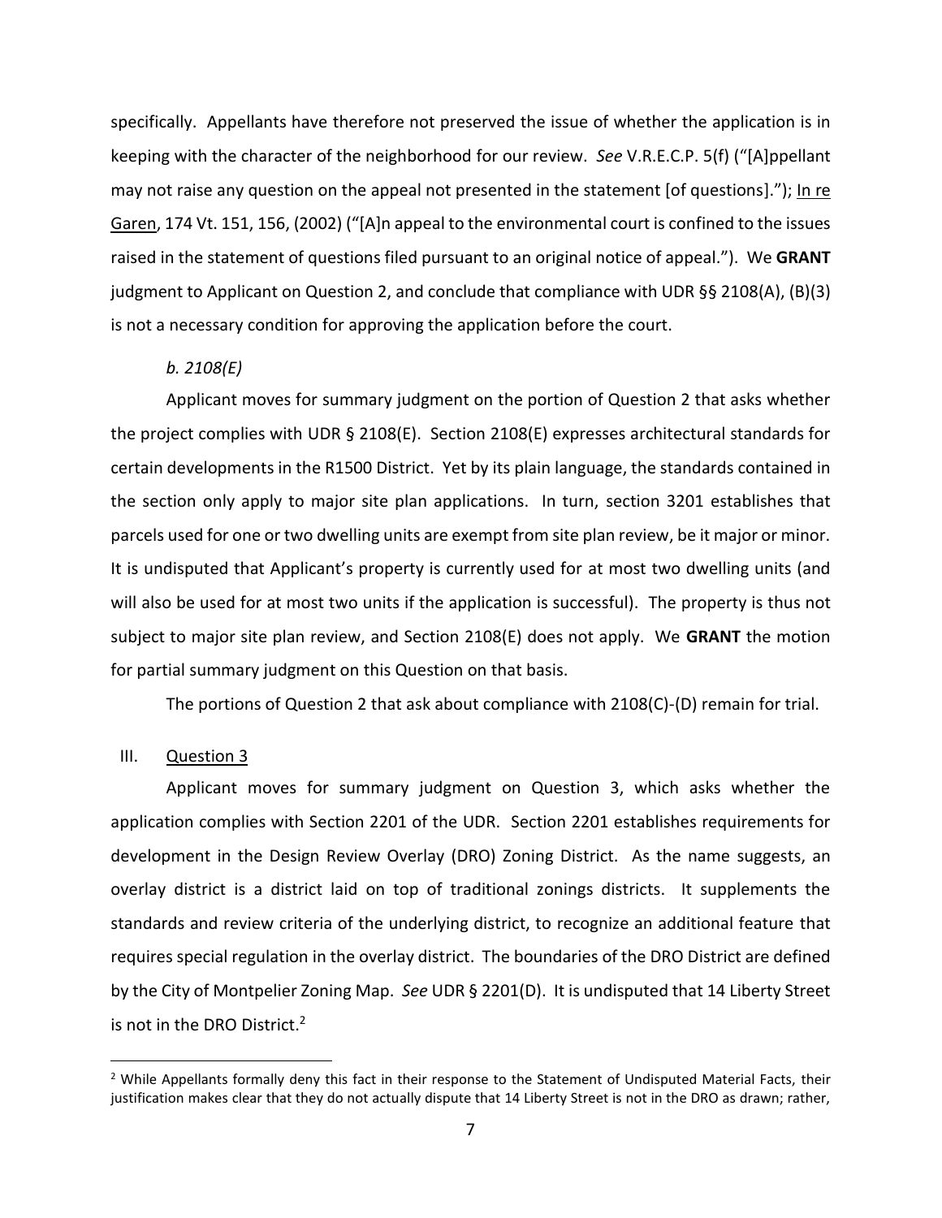specifically. Appellants have therefore not preserved the issue of whether the application is in keeping with the character of the neighborhood for our review. *See* V.R.E.C.P. 5(f) ("[A]ppellant may not raise any question on the appeal not presented in the statement [of questions]."); In re Garen, 174 Vt. 151, 156, (2002) ("[A]n appeal to the environmental court is confined to the issues raised in the statement of questions filed pursuant to an original notice of appeal."). We **GRANT** judgment to Applicant on Question 2, and conclude that compliance with UDR §§ 2108(A), (B)(3) is not a necessary condition for approving the application before the court.

*b. 2108(E)*

Applicant moves for summary judgment on the portion of Question 2 that asks whether the project complies with UDR § 2108(E). Section 2108(E) expresses architectural standards for certain developments in the R1500 District. Yet by its plain language, the standards contained in the section only apply to major site plan applications. In turn, section 3201 establishes that parcels used for one or two dwelling units are exempt from site plan review, be it major or minor. It is undisputed that Applicant's property is currently used for at most two dwelling units (and will also be used for at most two units if the application is successful). The property is thus not subject to major site plan review, and Section 2108(E) does not apply. We **GRANT** the motion for partial summary judgment on this Question on that basis.

The portions of Question 2 that ask about compliance with 2108(C)-(D) remain for trial.

III. Question 3

Applicant moves for summary judgment on Question 3, which asks whether the application complies with Section 2201 of the UDR. Section 2201 establishes requirements for development in the Design Review Overlay (DRO) Zoning District. As the name suggests, an overlay district is a district laid on top of traditional zonings districts. It supplements the standards and review criteria of the underlying district, to recognize an additional feature that requires special regulation in the overlay district. The boundaries of the DRO District are defined by the City of Montpelier Zoning Map. *See* UDR § 2201(D). It is undisputed that 14 Liberty Street is not in the DRO District.[2]

[2] While Appellants formally deny this fact in their response to the Statement of Undisputed Material Facts, their justification makes clear that they do not actually dispute that 14 Liberty Street is not in the DRO as drawn; rather,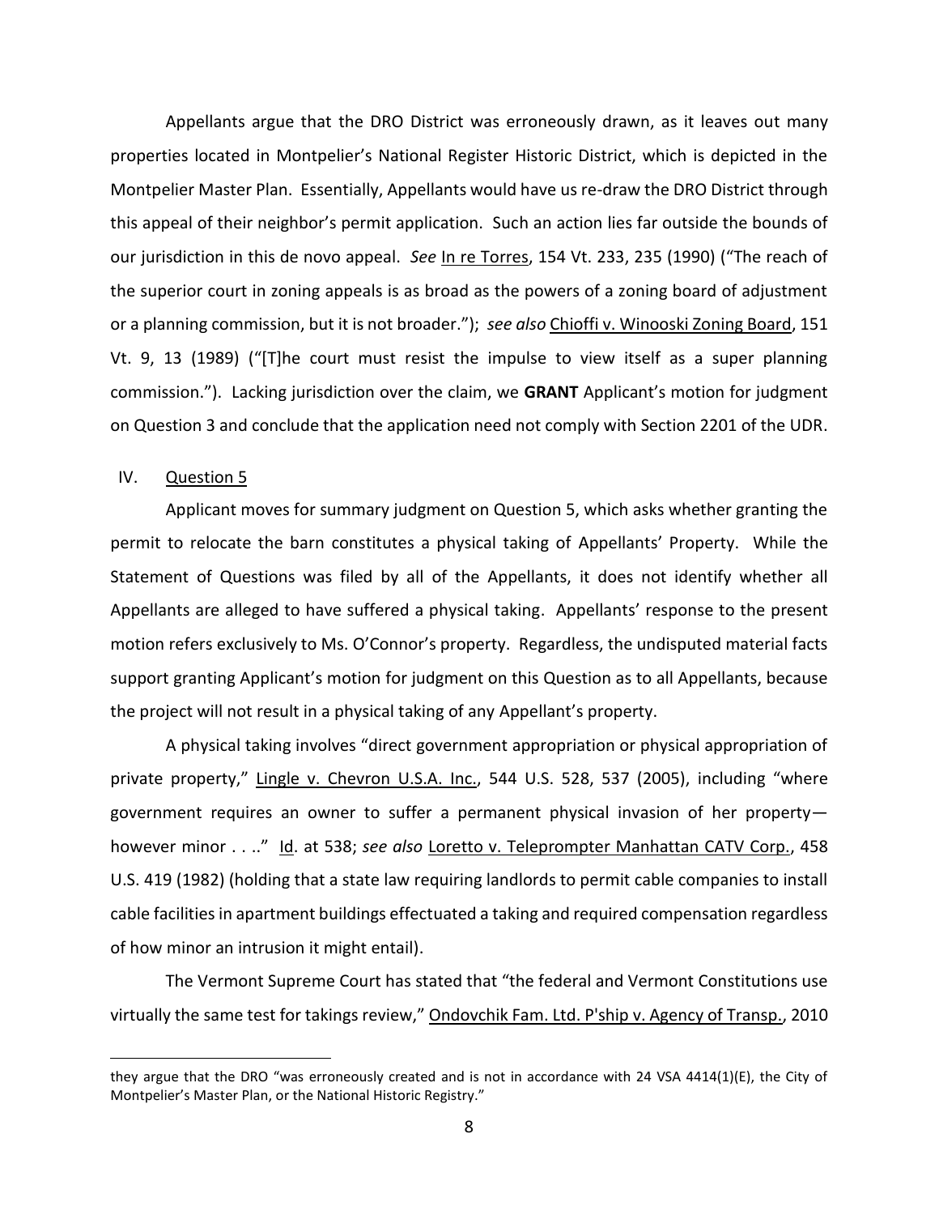Appellants argue that the DRO District was erroneously drawn, as it leaves out many properties located in Montpelier's National Register Historic District, which is depicted in the Montpelier Master Plan. Essentially, Appellants would have us re-draw the DRO District through this appeal of their neighbor's permit application. Such an action lies far outside the bounds of our jurisdiction in this de novo appeal. *See* In re Torres, 154 Vt. 233, 235 (1990) ("The reach of the superior court in zoning appeals is as broad as the powers of a zoning board of adjustment or a planning commission, but it is not broader."); *see also* Chioffi v. Winooski Zoning Board, 151 Vt. 9, 13 (1989) ("[T]he court must resist the impulse to view itself as a super planning commission."). Lacking jurisdiction over the claim, we **GRANT** Applicant's motion for judgment on Question 3 and conclude that the application need not comply with Section 2201 of the UDR.

## IV. Question 5

Applicant moves for summary judgment on Question 5, which asks whether granting the permit to relocate the barn constitutes a physical taking of Appellants' Property. While the Statement of Questions was filed by all of the Appellants, it does not identify whether all Appellants are alleged to have suffered a physical taking. Appellants' response to the present motion refers exclusively to Ms. O'Connor's property. Regardless, the undisputed material facts support granting Applicant's motion for judgment on this Question as to all Appellants, because the project will not result in a physical taking of any Appellant's property.

A physical taking involves "direct government appropriation or physical appropriation of private property," Lingle v. Chevron U.S.A. Inc., 544 U.S. 528, 537 (2005), including "where government requires an owner to suffer a permanent physical invasion of her property—however minor . . .." Id. at 538; *see also* Loretto v. Teleprompter Manhattan CATV Corp., 458 U.S. 419 (1982) (holding that a state law requiring landlords to permit cable companies to install cable facilities in apartment buildings effectuated a taking and required compensation regardless of how minor an intrusion it might entail).

The Vermont Supreme Court has stated that "the federal and Vermont Constitutions use virtually the same test for takings review," Ondovchik Fam. Ltd. P'ship v. Agency of Transp., 2010

---

they argue that the DRO "was erroneously created and is not in accordance with 24 VSA 4414(1)(E), the City of Montpelier's Master Plan, or the National Historic Registry."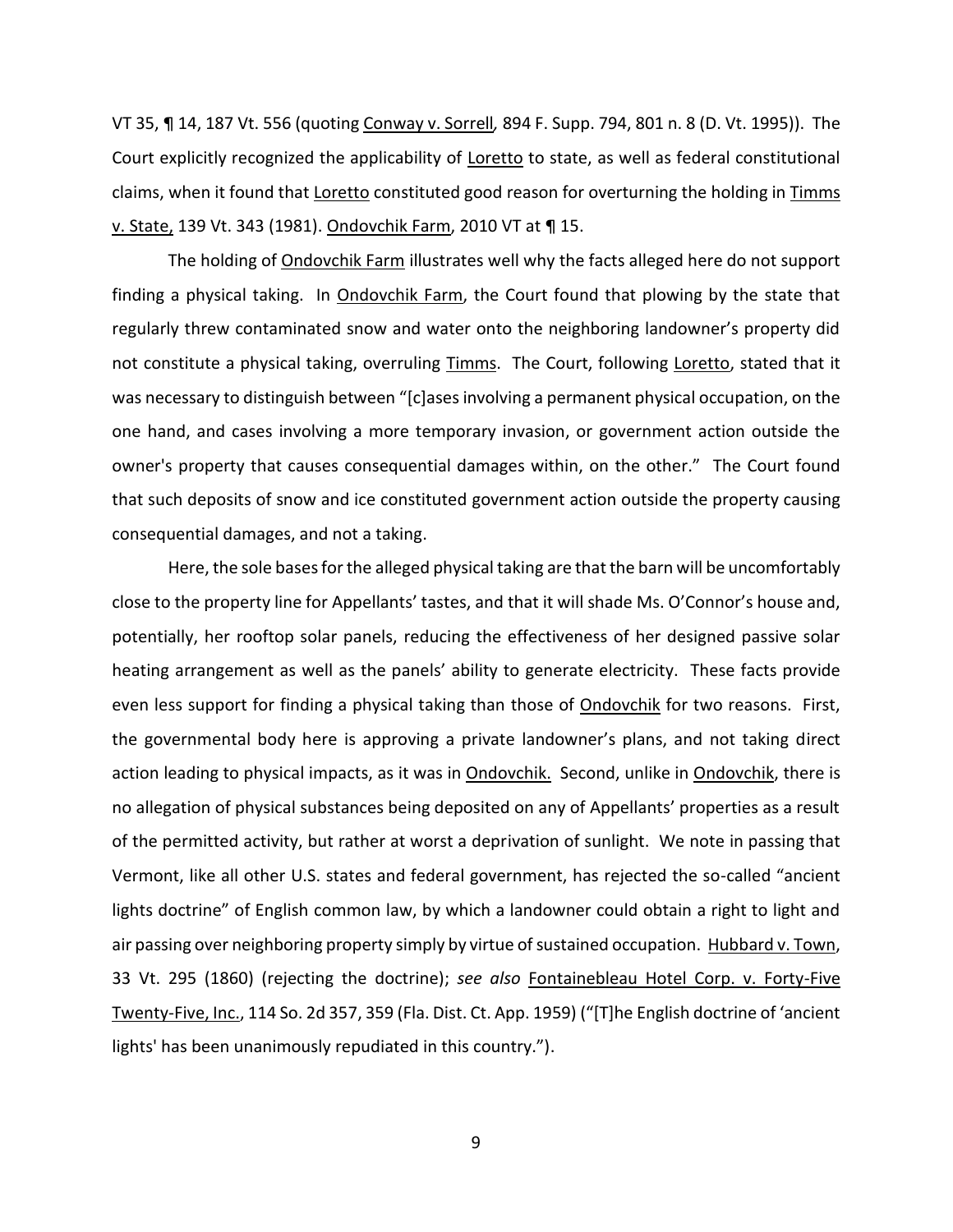VT 35, ¶ 14, 187 Vt. 556 (quoting Conway v. Sorrell, 894 F. Supp. 794, 801 n. 8 (D. Vt. 1995)). The Court explicitly recognized the applicability of Loretto to state, as well as federal constitutional claims, when it found that Loretto constituted good reason for overturning the holding in Timms v. State, 139 Vt. 343 (1981). Ondovchik Farm, 2010 VT at ¶ 15.

The holding of Ondovchik Farm illustrates well why the facts alleged here do not support finding a physical taking. In Ondovchik Farm, the Court found that plowing by the state that regularly threw contaminated snow and water onto the neighboring landowner's property did not constitute a physical taking, overruling Timms. The Court, following Loretto, stated that it was necessary to distinguish between "[c]ases involving a permanent physical occupation, on the one hand, and cases involving a more temporary invasion, or government action outside the owner's property that causes consequential damages within, on the other." The Court found that such deposits of snow and ice constituted government action outside the property causing consequential damages, and not a taking.

Here, the sole bases for the alleged physical taking are that the barn will be uncomfortably close to the property line for Appellants' tastes, and that it will shade Ms. O'Connor's house and, potentially, her rooftop solar panels, reducing the effectiveness of her designed passive solar heating arrangement as well as the panels' ability to generate electricity. These facts provide even less support for finding a physical taking than those of Ondovchik for two reasons. First, the governmental body here is approving a private landowner's plans, and not taking direct action leading to physical impacts, as it was in Ondovchik. Second, unlike in Ondovchik, there is no allegation of physical substances being deposited on any of Appellants' properties as a result of the permitted activity, but rather at worst a deprivation of sunlight. We note in passing that Vermont, like all other U.S. states and federal government, has rejected the so-called "ancient lights doctrine" of English common law, by which a landowner could obtain a right to light and air passing over neighboring property simply by virtue of sustained occupation. Hubbard v. Town, 33 Vt. 295 (1860) (rejecting the doctrine); *see also* Fontainebleau Hotel Corp. v. Forty-Five Twenty-Five, Inc., 114 So. 2d 357, 359 (Fla. Dist. Ct. App. 1959) ("[T]he English doctrine of 'ancient lights' has been unanimously repudiated in this country.").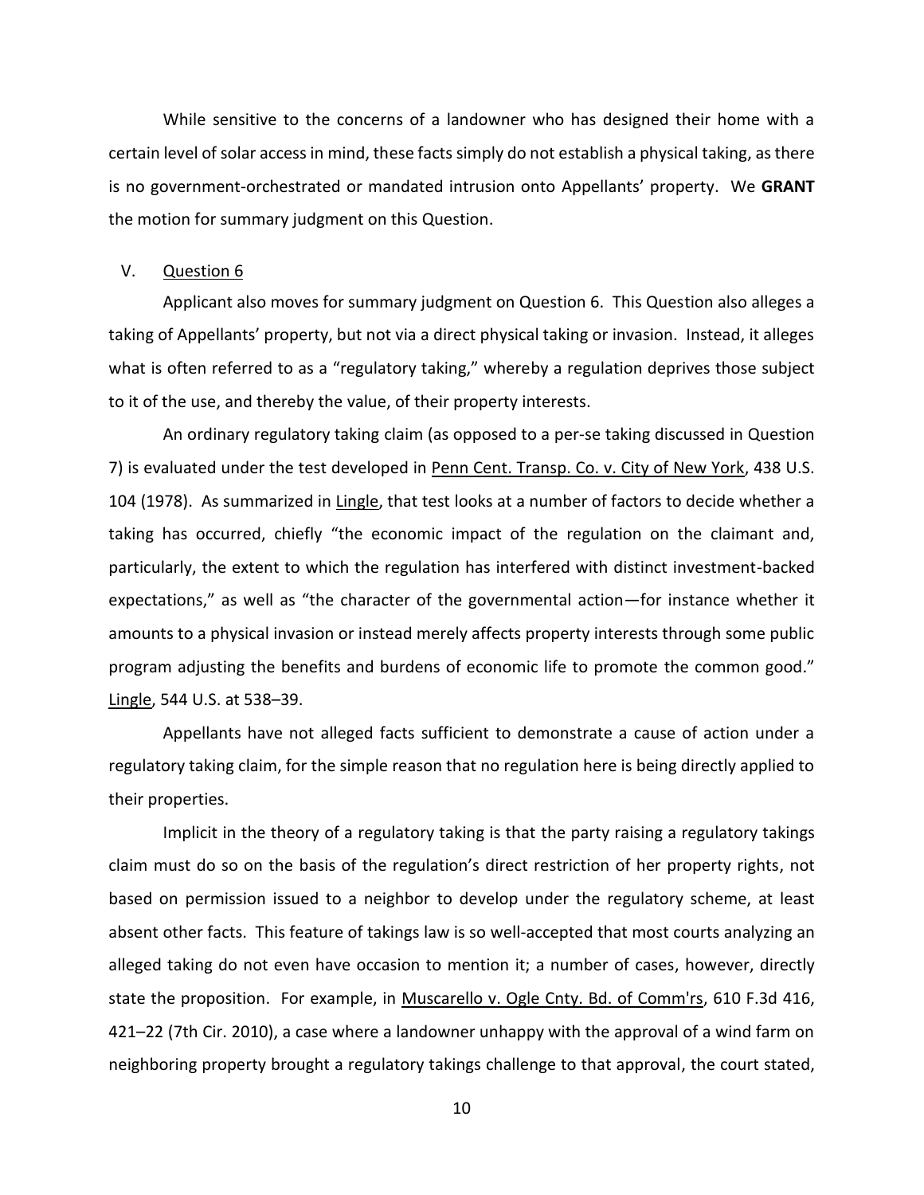While sensitive to the concerns of a landowner who has designed their home with a certain level of solar access in mind, these facts simply do not establish a physical taking, as there is no government-orchestrated or mandated intrusion onto Appellants' property. We **GRANT** the motion for summary judgment on this Question.

## V. Question 6

Applicant also moves for summary judgment on Question 6. This Question also alleges a taking of Appellants' property, but not via a direct physical taking or invasion. Instead, it alleges what is often referred to as a "regulatory taking," whereby a regulation deprives those subject to it of the use, and thereby the value, of their property interests.

An ordinary regulatory taking claim (as opposed to a per-se taking discussed in Question 7) is evaluated under the test developed in Penn Cent. Transp. Co. v. City of New York, 438 U.S. 104 (1978). As summarized in Lingle, that test looks at a number of factors to decide whether a taking has occurred, chiefly "the economic impact of the regulation on the claimant and, particularly, the extent to which the regulation has interfered with distinct investment-backed expectations," as well as "the character of the governmental action—for instance whether it amounts to a physical invasion or instead merely affects property interests through some public program adjusting the benefits and burdens of economic life to promote the common good." Lingle, 544 U.S. at 538–39.

Appellants have not alleged facts sufficient to demonstrate a cause of action under a regulatory taking claim, for the simple reason that no regulation here is being directly applied to their properties.

Implicit in the theory of a regulatory taking is that the party raising a regulatory takings claim must do so on the basis of the regulation's direct restriction of her property rights, not based on permission issued to a neighbor to develop under the regulatory scheme, at least absent other facts. This feature of takings law is so well-accepted that most courts analyzing an alleged taking do not even have occasion to mention it; a number of cases, however, directly state the proposition. For example, in Muscarello v. Ogle Cnty. Bd. of Comm'rs, 610 F.3d 416, 421–22 (7th Cir. 2010), a case where a landowner unhappy with the approval of a wind farm on neighboring property brought a regulatory takings challenge to that approval, the court stated,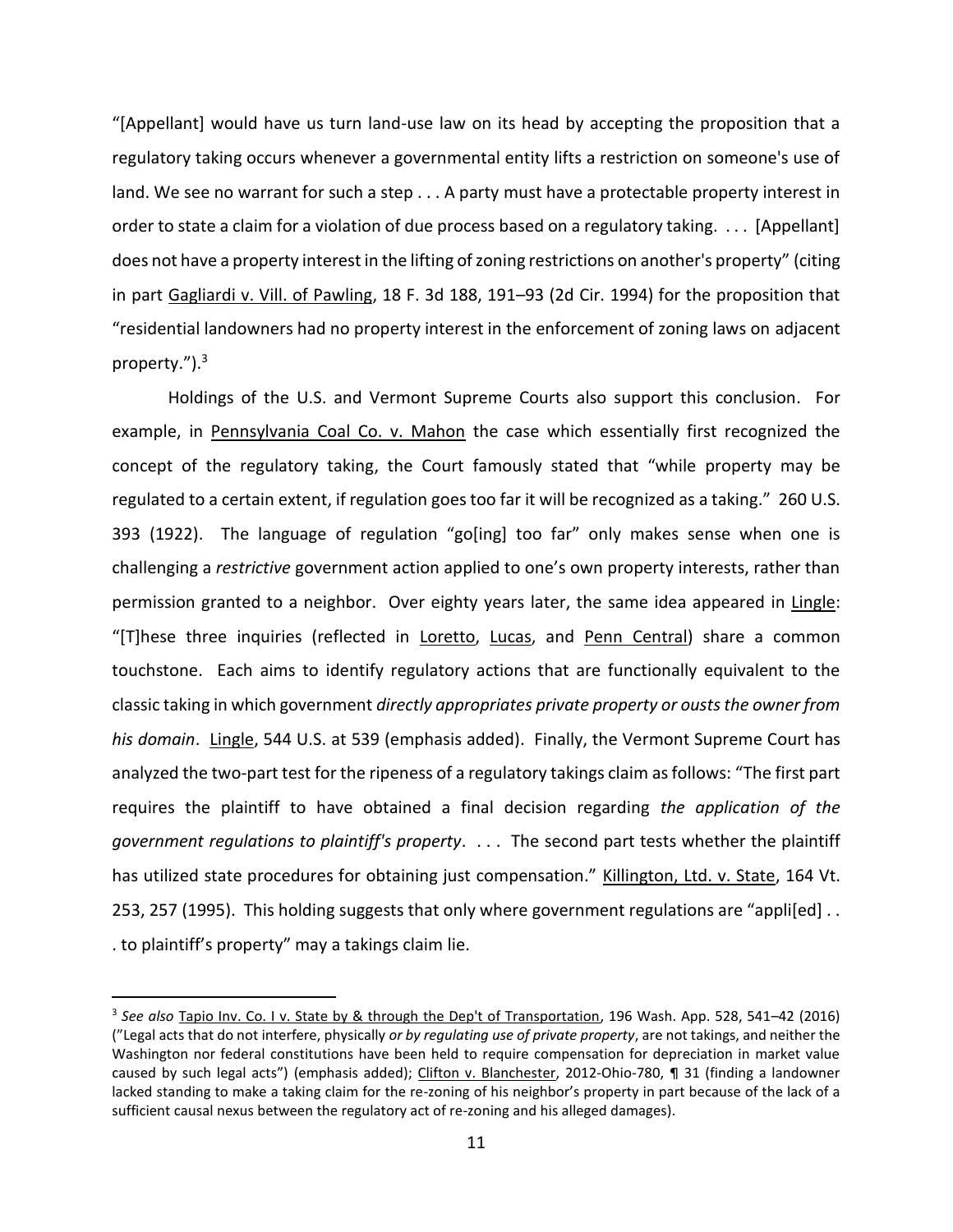"[Appellant] would have us turn land-use law on its head by accepting the proposition that a regulatory taking occurs whenever a governmental entity lifts a restriction on someone's use of land. We see no warrant for such a step . . . A party must have a protectable property interest in order to state a claim for a violation of due process based on a regulatory taking. . . . [Appellant] does not have a property interest in the lifting of zoning restrictions on another's property" (citing in part Gagliardi v. Vill. of Pawling, 18 F. 3d 188, 191–93 (2d Cir. 1994) for the proposition that "residential landowners had no property interest in the enforcement of zoning laws on adjacent property.").[3]

Holdings of the U.S. and Vermont Supreme Courts also support this conclusion. For example, in Pennsylvania Coal Co. v. Mahon the case which essentially first recognized the concept of the regulatory taking, the Court famously stated that "while property may be regulated to a certain extent, if regulation goes too far it will be recognized as a taking." 260 U.S. 393 (1922). The language of regulation "go[ing] too far" only makes sense when one is challenging a *restrictive* government action applied to one's own property interests, rather than permission granted to a neighbor. Over eighty years later, the same idea appeared in Lingle: "[T]hese three inquiries (reflected in Loretto, Lucas, and Penn Central) share a common touchstone. Each aims to identify regulatory actions that are functionally equivalent to the classic taking in which government *directly appropriates private property or ousts the owner from his domain*. Lingle, 544 U.S. at 539 (emphasis added). Finally, the Vermont Supreme Court has analyzed the two-part test for the ripeness of a regulatory takings claim as follows: "The first part requires the plaintiff to have obtained a final decision regarding *the application of the government regulations to plaintiff's property*. . . . The second part tests whether the plaintiff has utilized state procedures for obtaining just compensation." Killington, Ltd. v. State, 164 Vt. 253, 257 (1995). This holding suggests that only where government regulations are "appli[ed] . . . to plaintiff's property" may a takings claim lie.

---

[3] *See also* Tapio Inv. Co. I v. State by & through the Dep't of Transportation, 196 Wash. App. 528, 541–42 (2016) ("Legal acts that do not interfere, physically *or by regulating use of private property*, are not takings, and neither the Washington nor federal constitutions have been held to require compensation for depreciation in market value caused by such legal acts") (emphasis added); Clifton v. Blanchester, 2012-Ohio-780, ¶ 31 (finding a landowner lacked standing to make a taking claim for the re-zoning of his neighbor's property in part because of the lack of a sufficient causal nexus between the regulatory act of re-zoning and his alleged damages).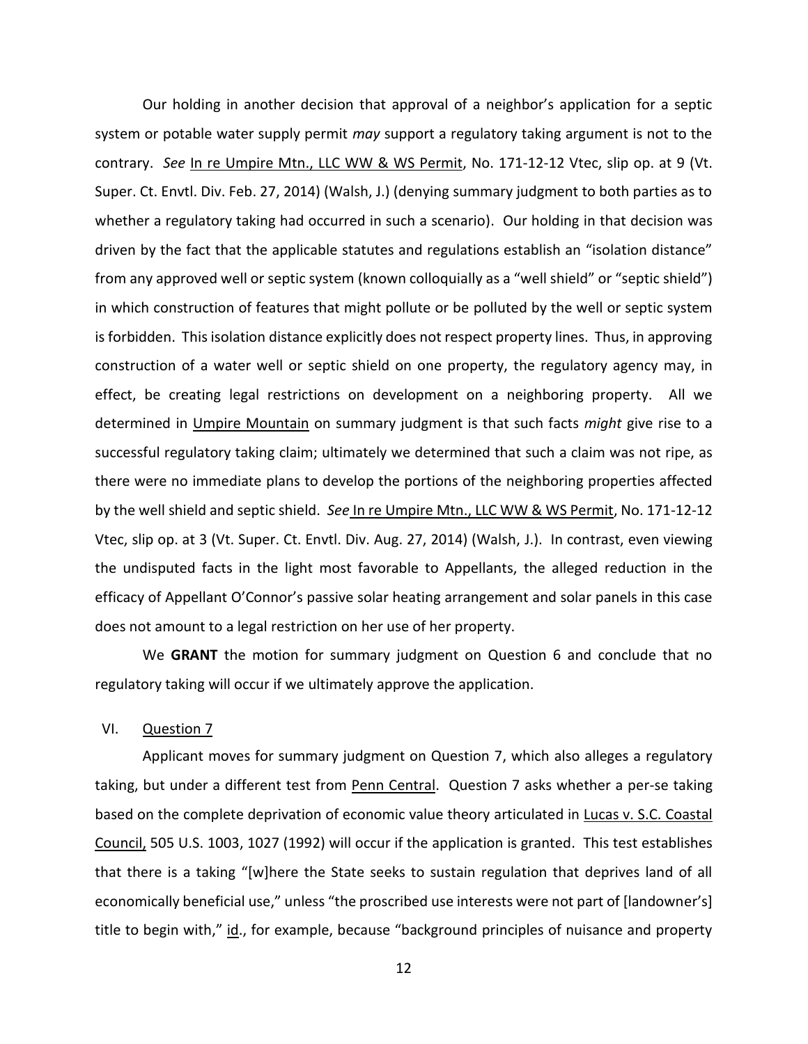Our holding in another decision that approval of a neighbor's application for a septic system or potable water supply permit *may* support a regulatory taking argument is not to the contrary. *See* In re Umpire Mtn., LLC WW & WS Permit, No. 171-12-12 Vtec, slip op. at 9 (Vt. Super. Ct. Envtl. Div. Feb. 27, 2014) (Walsh, J.) (denying summary judgment to both parties as to whether a regulatory taking had occurred in such a scenario). Our holding in that decision was driven by the fact that the applicable statutes and regulations establish an "isolation distance" from any approved well or septic system (known colloquially as a "well shield" or "septic shield") in which construction of features that might pollute or be polluted by the well or septic system is forbidden. This isolation distance explicitly does not respect property lines. Thus, in approving construction of a water well or septic shield on one property, the regulatory agency may, in effect, be creating legal restrictions on development on a neighboring property. All we determined in Umpire Mountain on summary judgment is that such facts *might* give rise to a successful regulatory taking claim; ultimately we determined that such a claim was not ripe, as there were no immediate plans to develop the portions of the neighboring properties affected by the well shield and septic shield. *See* In re Umpire Mtn., LLC WW & WS Permit, No. 171-12-12 Vtec, slip op. at 3 (Vt. Super. Ct. Envtl. Div. Aug. 27, 2014) (Walsh, J.). In contrast, even viewing the undisputed facts in the light most favorable to Appellants, the alleged reduction in the efficacy of Appellant O'Connor's passive solar heating arrangement and solar panels in this case does not amount to a legal restriction on her use of her property.

We **GRANT** the motion for summary judgment on Question 6 and conclude that no regulatory taking will occur if we ultimately approve the application.

## VI. Question 7

Applicant moves for summary judgment on Question 7, which also alleges a regulatory taking, but under a different test from Penn Central. Question 7 asks whether a per-se taking based on the complete deprivation of economic value theory articulated in Lucas v. S.C. Coastal Council, 505 U.S. 1003, 1027 (1992) will occur if the application is granted. This test establishes that there is a taking "[w]here the State seeks to sustain regulation that deprives land of all economically beneficial use," unless "the proscribed use interests were not part of [landowner's] title to begin with," id., for example, because "background principles of nuisance and property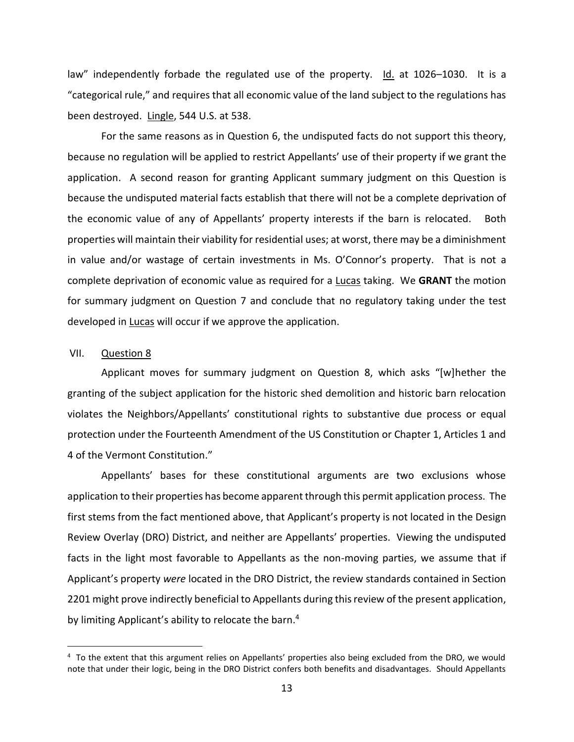law" independently forbade the regulated use of the property. Id. at 1026–1030. It is a "categorical rule," and requires that all economic value of the land subject to the regulations has been destroyed. Lingle, 544 U.S. at 538.

For the same reasons as in Question 6, the undisputed facts do not support this theory, because no regulation will be applied to restrict Appellants' use of their property if we grant the application. A second reason for granting Applicant summary judgment on this Question is because the undisputed material facts establish that there will not be a complete deprivation of the economic value of any of Appellants' property interests if the barn is relocated. Both properties will maintain their viability for residential uses; at worst, there may be a diminishment in value and/or wastage of certain investments in Ms. O'Connor's property. That is not a complete deprivation of economic value as required for a Lucas taking. We **GRANT** the motion for summary judgment on Question 7 and conclude that no regulatory taking under the test developed in Lucas will occur if we approve the application.

## VII. Question 8

Applicant moves for summary judgment on Question 8, which asks "[w]hether the granting of the subject application for the historic shed demolition and historic barn relocation violates the Neighbors/Appellants' constitutional rights to substantive due process or equal protection under the Fourteenth Amendment of the US Constitution or Chapter 1, Articles 1 and 4 of the Vermont Constitution."

Appellants' bases for these constitutional arguments are two exclusions whose application to their properties has become apparent through this permit application process. The first stems from the fact mentioned above, that Applicant's property is not located in the Design Review Overlay (DRO) District, and neither are Appellants' properties. Viewing the undisputed facts in the light most favorable to Appellants as the non-moving parties, we assume that if Applicant's property *were* located in the DRO District, the review standards contained in Section 2201 might prove indirectly beneficial to Appellants during this review of the present application, by limiting Applicant's ability to relocate the barn.[4]

[4] To the extent that this argument relies on Appellants' properties also being excluded from the DRO, we would note that under their logic, being in the DRO District confers both benefits and disadvantages. Should Appellants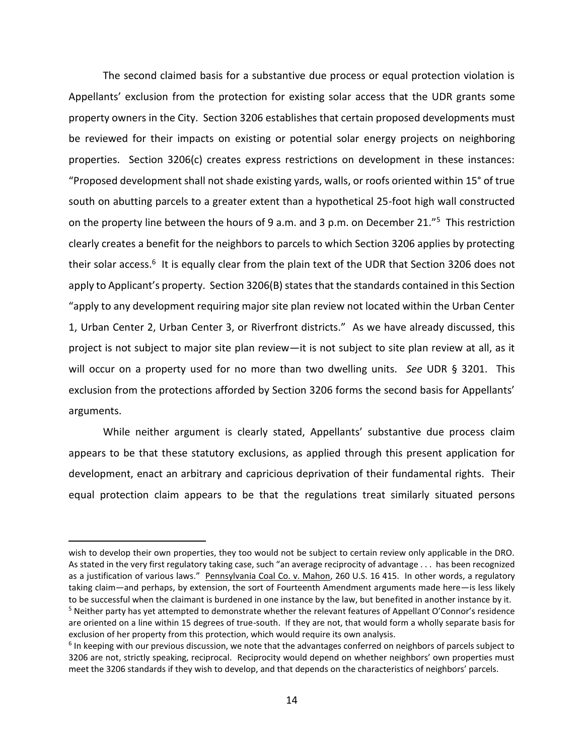The second claimed basis for a substantive due process or equal protection violation is Appellants' exclusion from the protection for existing solar access that the UDR grants some property owners in the City. Section 3206 establishes that certain proposed developments must be reviewed for their impacts on existing or potential solar energy projects on neighboring properties. Section 3206(c) creates express restrictions on development in these instances: "Proposed development shall not shade existing yards, walls, or roofs oriented within 15° of true south on abutting parcels to a greater extent than a hypothetical 25-foot high wall constructed on the property line between the hours of 9 a.m. and 3 p.m. on December 21."[5] This restriction clearly creates a benefit for the neighbors to parcels to which Section 3206 applies by protecting their solar access.[6] It is equally clear from the plain text of the UDR that Section 3206 does not apply to Applicant's property. Section 3206(B) states that the standards contained in this Section "apply to any development requiring major site plan review not located within the Urban Center 1, Urban Center 2, Urban Center 3, or Riverfront districts." As we have already discussed, this project is not subject to major site plan review—it is not subject to site plan review at all, as it will occur on a property used for no more than two dwelling units. *See* UDR § 3201. This exclusion from the protections afforded by Section 3206 forms the second basis for Appellants' arguments.

While neither argument is clearly stated, Appellants' substantive due process claim appears to be that these statutory exclusions, as applied through this present application for development, enact an arbitrary and capricious deprivation of their fundamental rights. Their equal protection claim appears to be that the regulations treat similarly situated persons

---

wish to develop their own properties, they too would not be subject to certain review only applicable in the DRO. As stated in the very first regulatory taking case, such "an average reciprocity of advantage . . . has been recognized as a justification of various laws." Pennsylvania Coal Co. v. Mahon, 260 U.S. 16 415. In other words, a regulatory taking claim—and perhaps, by extension, the sort of Fourteenth Amendment arguments made here—is less likely to be successful when the claimant is burdened in one instance by the law, but benefited in another instance by it.

[5] Neither party has yet attempted to demonstrate whether the relevant features of Appellant O'Connor's residence are oriented on a line within 15 degrees of true-south. If they are not, that would form a wholly separate basis for exclusion of her property from this protection, which would require its own analysis.

[6] In keeping with our previous discussion, we note that the advantages conferred on neighbors of parcels subject to 3206 are not, strictly speaking, reciprocal. Reciprocity would depend on whether neighbors' own properties must meet the 3206 standards if they wish to develop, and that depends on the characteristics of neighbors' parcels.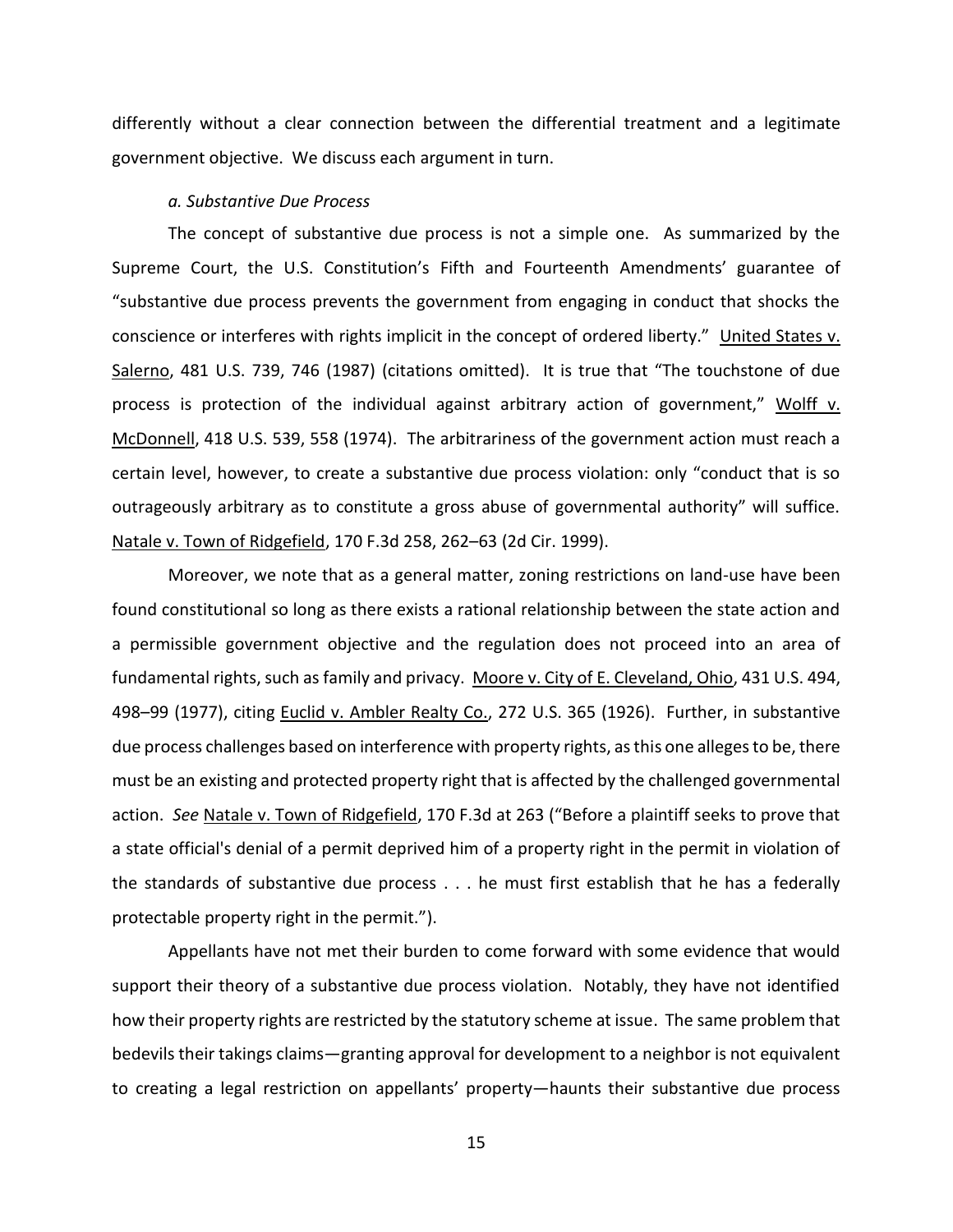differently without a clear connection between the differential treatment and a legitimate government objective. We discuss each argument in turn.

*a. Substantive Due Process*

The concept of substantive due process is not a simple one. As summarized by the Supreme Court, the U.S. Constitution's Fifth and Fourteenth Amendments' guarantee of "substantive due process prevents the government from engaging in conduct that shocks the conscience or interferes with rights implicit in the concept of ordered liberty." United States v. Salerno, 481 U.S. 739, 746 (1987) (citations omitted). It is true that "The touchstone of due process is protection of the individual against arbitrary action of government," Wolff v. McDonnell, 418 U.S. 539, 558 (1974). The arbitrariness of the government action must reach a certain level, however, to create a substantive due process violation: only "conduct that is so outrageously arbitrary as to constitute a gross abuse of governmental authority" will suffice. Natale v. Town of Ridgefield, 170 F.3d 258, 262–63 (2d Cir. 1999).

Moreover, we note that as a general matter, zoning restrictions on land-use have been found constitutional so long as there exists a rational relationship between the state action and a permissible government objective and the regulation does not proceed into an area of fundamental rights, such as family and privacy. Moore v. City of E. Cleveland, Ohio, 431 U.S. 494, 498–99 (1977), citing Euclid v. Ambler Realty Co., 272 U.S. 365 (1926). Further, in substantive due process challenges based on interference with property rights, as this one alleges to be, there must be an existing and protected property right that is affected by the challenged governmental action. *See* Natale v. Town of Ridgefield, 170 F.3d at 263 ("Before a plaintiff seeks to prove that a state official's denial of a permit deprived him of a property right in the permit in violation of the standards of substantive due process . . . he must first establish that he has a federally protectable property right in the permit.").

Appellants have not met their burden to come forward with some evidence that would support their theory of a substantive due process violation. Notably, they have not identified how their property rights are restricted by the statutory scheme at issue. The same problem that bedevils their takings claims—granting approval for development to a neighbor is not equivalent to creating a legal restriction on appellants' property—haunts their substantive due process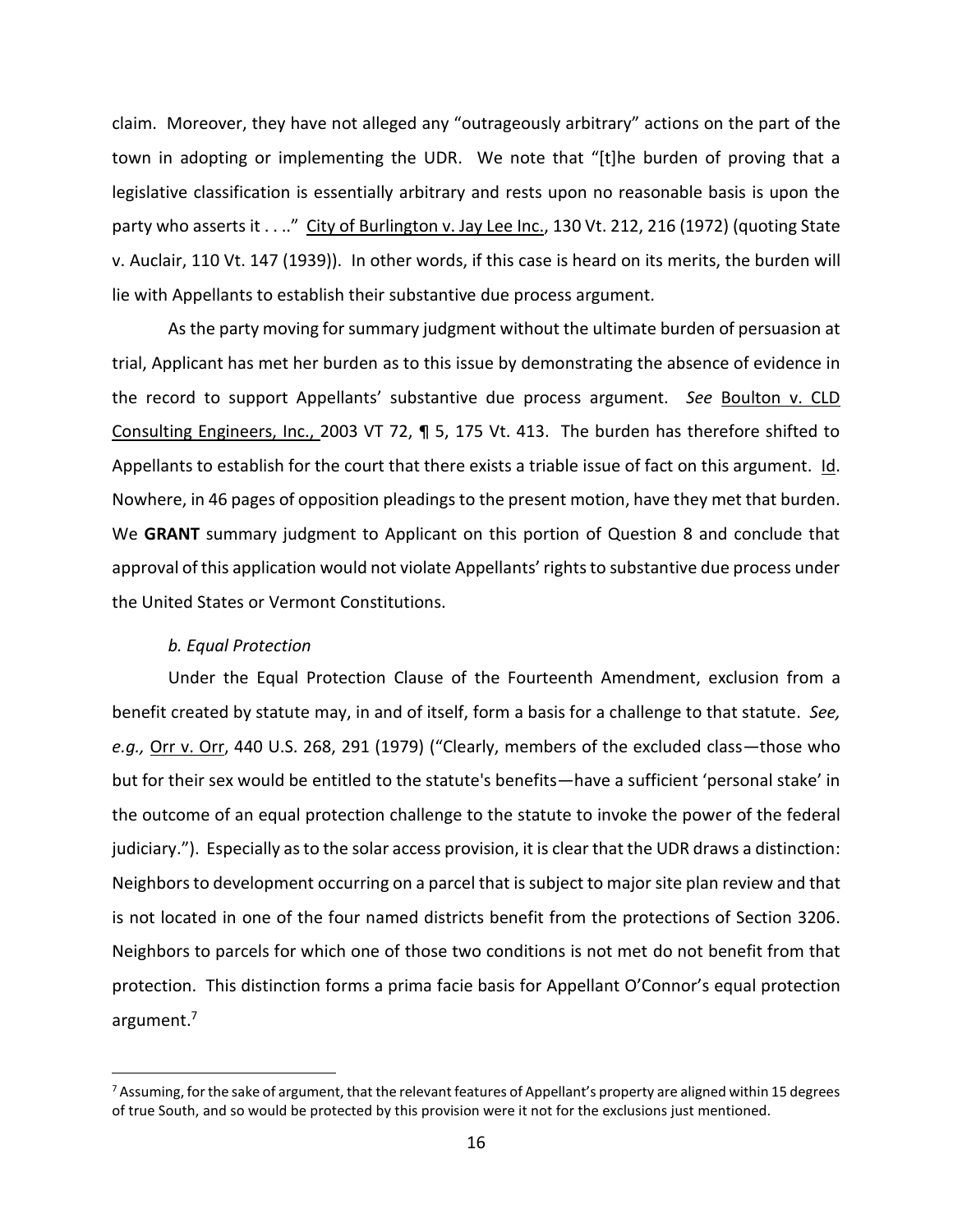claim. Moreover, they have not alleged any "outrageously arbitrary" actions on the part of the town in adopting or implementing the UDR. We note that "[t]he burden of proving that a legislative classification is essentially arbitrary and rests upon no reasonable basis is upon the party who asserts it . . .." City of Burlington v. Jay Lee Inc., 130 Vt. 212, 216 (1972) (quoting State v. Auclair, 110 Vt. 147 (1939)). In other words, if this case is heard on its merits, the burden will lie with Appellants to establish their substantive due process argument.

As the party moving for summary judgment without the ultimate burden of persuasion at trial, Applicant has met her burden as to this issue by demonstrating the absence of evidence in the record to support Appellants' substantive due process argument. *See* Boulton v. CLD Consulting Engineers, Inc., 2003 VT 72, ¶ 5, 175 Vt. 413. The burden has therefore shifted to Appellants to establish for the court that there exists a triable issue of fact on this argument. Id. Nowhere, in 46 pages of opposition pleadings to the present motion, have they met that burden. We **GRANT** summary judgment to Applicant on this portion of Question 8 and conclude that approval of this application would not violate Appellants' rights to substantive due process under the United States or Vermont Constitutions.

*b. Equal Protection*

Under the Equal Protection Clause of the Fourteenth Amendment, exclusion from a benefit created by statute may, in and of itself, form a basis for a challenge to that statute. *See, e.g.,* Orr v. Orr, 440 U.S. 268, 291 (1979) ("Clearly, members of the excluded class—those who but for their sex would be entitled to the statute's benefits—have a sufficient 'personal stake' in the outcome of an equal protection challenge to the statute to invoke the power of the federal judiciary."). Especially as to the solar access provision, it is clear that the UDR draws a distinction: Neighbors to development occurring on a parcel that is subject to major site plan review and that is not located in one of the four named districts benefit from the protections of Section 3206. Neighbors to parcels for which one of those two conditions is not met do not benefit from that protection. This distinction forms a prima facie basis for Appellant O'Connor's equal protection argument.[7]

[7] Assuming, for the sake of argument, that the relevant features of Appellant's property are aligned within 15 degrees of true South, and so would be protected by this provision were it not for the exclusions just mentioned.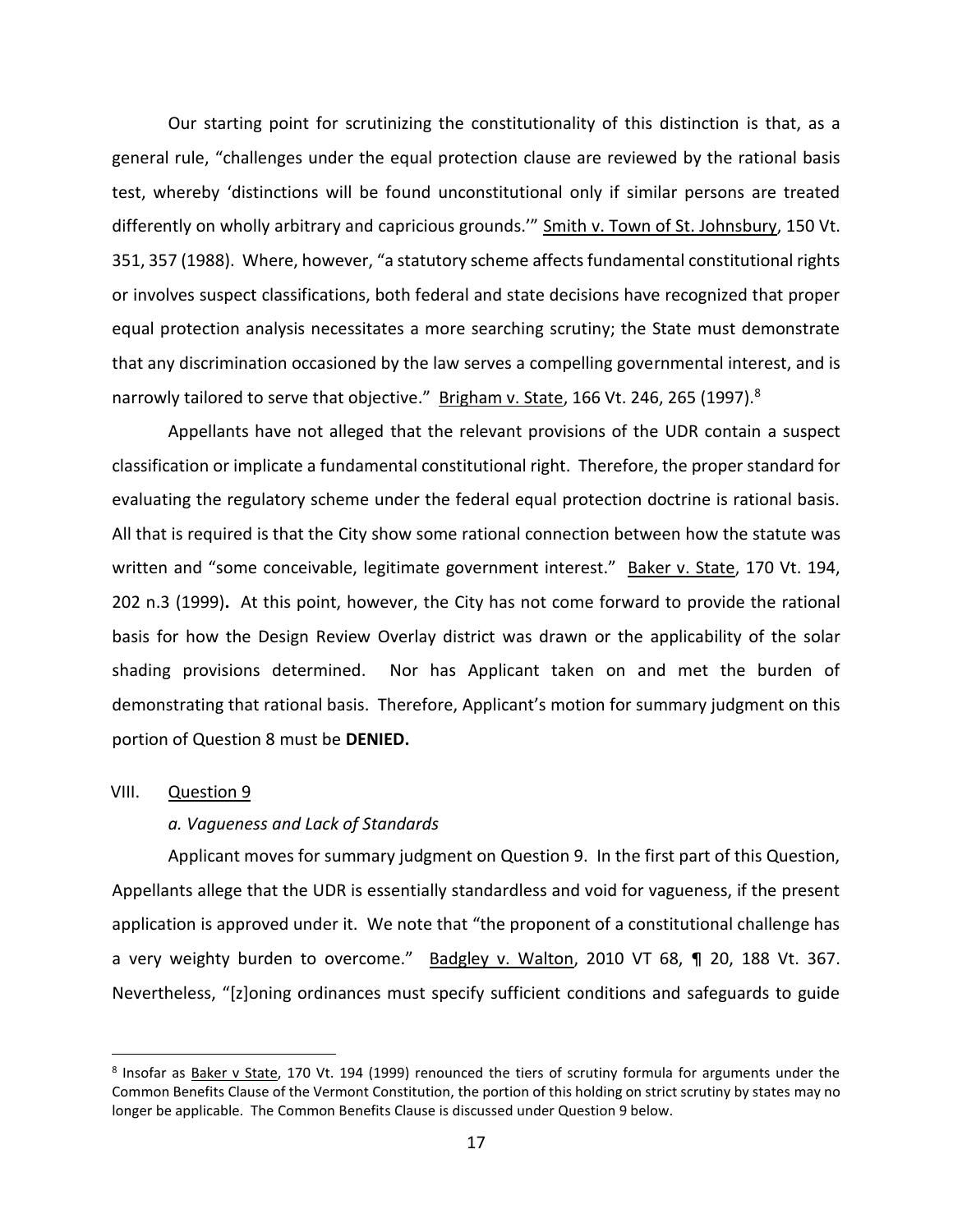Our starting point for scrutinizing the constitutionality of this distinction is that, as a general rule, "challenges under the equal protection clause are reviewed by the rational basis test, whereby 'distinctions will be found unconstitutional only if similar persons are treated differently on wholly arbitrary and capricious grounds.'" Smith v. Town of St. Johnsbury, 150 Vt. 351, 357 (1988). Where, however, "a statutory scheme affects fundamental constitutional rights or involves suspect classifications, both federal and state decisions have recognized that proper equal protection analysis necessitates a more searching scrutiny; the State must demonstrate that any discrimination occasioned by the law serves a compelling governmental interest, and is narrowly tailored to serve that objective." Brigham v. State, 166 Vt. 246, 265 (1997).[8]

Appellants have not alleged that the relevant provisions of the UDR contain a suspect classification or implicate a fundamental constitutional right. Therefore, the proper standard for evaluating the regulatory scheme under the federal equal protection doctrine is rational basis. All that is required is that the City show some rational connection between how the statute was written and "some conceivable, legitimate government interest." Baker v. State, 170 Vt. 194, 202 n.3 (1999)**.** At this point, however, the City has not come forward to provide the rational basis for how the Design Review Overlay district was drawn or the applicability of the solar shading provisions determined. Nor has Applicant taken on and met the burden of demonstrating that rational basis. Therefore, Applicant's motion for summary judgment on this portion of Question 8 must be **DENIED.**

## VIII. Question 9

### *a. Vagueness and Lack of Standards*

Applicant moves for summary judgment on Question 9. In the first part of this Question, Appellants allege that the UDR is essentially standardless and void for vagueness, if the present application is approved under it. We note that "the proponent of a constitutional challenge has a very weighty burden to overcome." Badgley v. Walton, 2010 VT 68, ¶ 20, 188 Vt. 367. Nevertheless, "[z]oning ordinances must specify sufficient conditions and safeguards to guide

---

[8] Insofar as Baker v State, 170 Vt. 194 (1999) renounced the tiers of scrutiny formula for arguments under the Common Benefits Clause of the Vermont Constitution, the portion of this holding on strict scrutiny by states may no longer be applicable. The Common Benefits Clause is discussed under Question 9 below.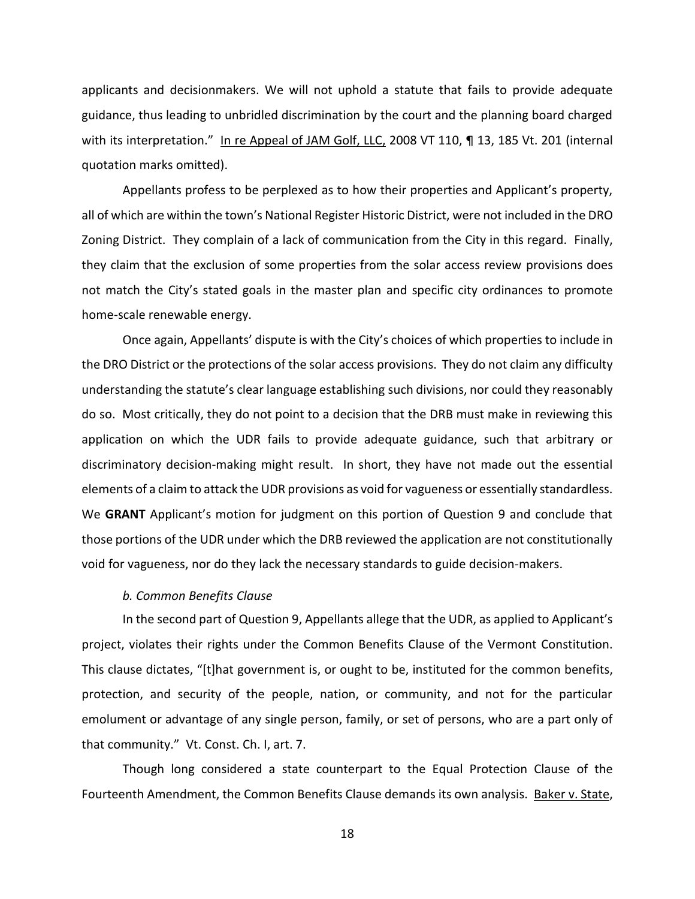applicants and decisionmakers. We will not uphold a statute that fails to provide adequate guidance, thus leading to unbridled discrimination by the court and the planning board charged with its interpretation." In re Appeal of JAM Golf, LLC, 2008 VT 110, ¶ 13, 185 Vt. 201 (internal quotation marks omitted).

Appellants profess to be perplexed as to how their properties and Applicant's property, all of which are within the town's National Register Historic District, were not included in the DRO Zoning District. They complain of a lack of communication from the City in this regard. Finally, they claim that the exclusion of some properties from the solar access review provisions does not match the City's stated goals in the master plan and specific city ordinances to promote home-scale renewable energy.

Once again, Appellants' dispute is with the City's choices of which properties to include in the DRO District or the protections of the solar access provisions. They do not claim any difficulty understanding the statute's clear language establishing such divisions, nor could they reasonably do so. Most critically, they do not point to a decision that the DRB must make in reviewing this application on which the UDR fails to provide adequate guidance, such that arbitrary or discriminatory decision-making might result. In short, they have not made out the essential elements of a claim to attack the UDR provisions as void for vagueness or essentially standardless. We **GRANT** Applicant's motion for judgment on this portion of Question 9 and conclude that those portions of the UDR under which the DRB reviewed the application are not constitutionally void for vagueness, nor do they lack the necessary standards to guide decision-makers.

*b. Common Benefits Clause*

In the second part of Question 9, Appellants allege that the UDR, as applied to Applicant's project, violates their rights under the Common Benefits Clause of the Vermont Constitution. This clause dictates, "[t]hat government is, or ought to be, instituted for the common benefits, protection, and security of the people, nation, or community, and not for the particular emolument or advantage of any single person, family, or set of persons, who are a part only of that community." Vt. Const. Ch. I, art. 7.

Though long considered a state counterpart to the Equal Protection Clause of the Fourteenth Amendment, the Common Benefits Clause demands its own analysis. Baker v. State,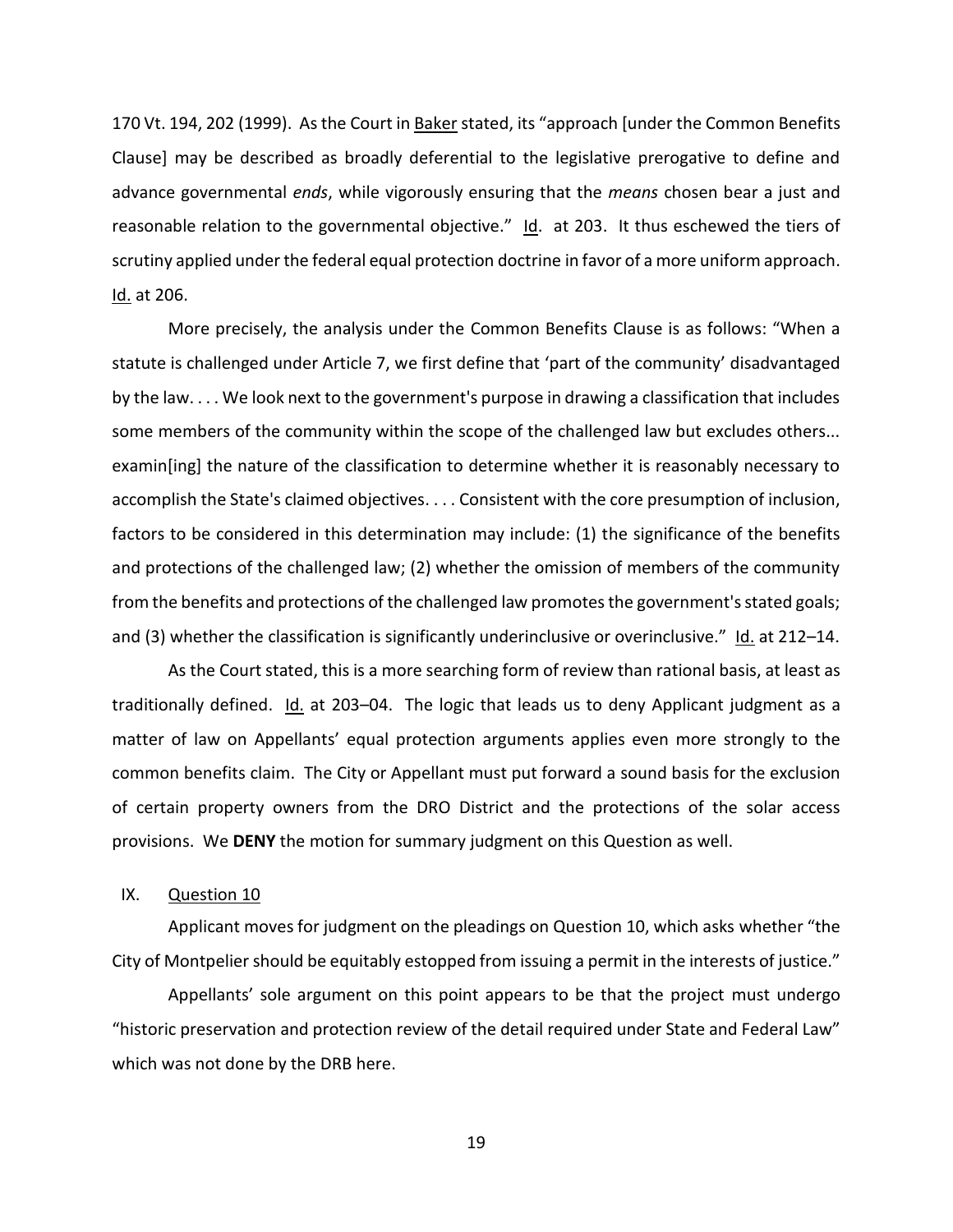170 Vt. 194, 202 (1999). As the Court in Baker stated, its "approach [under the Common Benefits Clause] may be described as broadly deferential to the legislative prerogative to define and advance governmental *ends*, while vigorously ensuring that the *means* chosen bear a just and reasonable relation to the governmental objective." Id. at 203. It thus eschewed the tiers of scrutiny applied under the federal equal protection doctrine in favor of a more uniform approach. Id. at 206.

More precisely, the analysis under the Common Benefits Clause is as follows: "When a statute is challenged under Article 7, we first define that 'part of the community' disadvantaged by the law. . . . We look next to the government's purpose in drawing a classification that includes some members of the community within the scope of the challenged law but excludes others... examin[ing] the nature of the classification to determine whether it is reasonably necessary to accomplish the State's claimed objectives. . . . Consistent with the core presumption of inclusion, factors to be considered in this determination may include: (1) the significance of the benefits and protections of the challenged law; (2) whether the omission of members of the community from the benefits and protections of the challenged law promotes the government's stated goals; and (3) whether the classification is significantly underinclusive or overinclusive." Id. at 212–14.

As the Court stated, this is a more searching form of review than rational basis, at least as traditionally defined. Id. at 203–04. The logic that leads us to deny Applicant judgment as a matter of law on Appellants' equal protection arguments applies even more strongly to the common benefits claim. The City or Appellant must put forward a sound basis for the exclusion of certain property owners from the DRO District and the protections of the solar access provisions. We **DENY** the motion for summary judgment on this Question as well.

## IX. Question 10

Applicant moves for judgment on the pleadings on Question 10, which asks whether "the City of Montpelier should be equitably estopped from issuing a permit in the interests of justice."

Appellants' sole argument on this point appears to be that the project must undergo "historic preservation and protection review of the detail required under State and Federal Law" which was not done by the DRB here.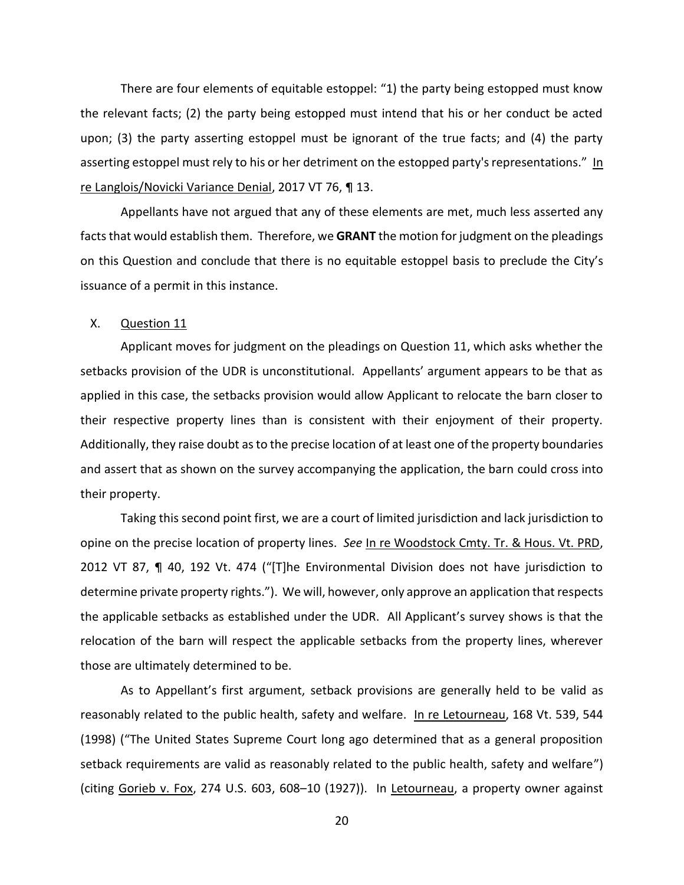There are four elements of equitable estoppel: "1) the party being estopped must know the relevant facts; (2) the party being estopped must intend that his or her conduct be acted upon; (3) the party asserting estoppel must be ignorant of the true facts; and (4) the party asserting estoppel must rely to his or her detriment on the estopped party's representations." In re Langlois/Novicki Variance Denial, 2017 VT 76, ¶ 13.

Appellants have not argued that any of these elements are met, much less asserted any facts that would establish them. Therefore, we **GRANT** the motion for judgment on the pleadings on this Question and conclude that there is no equitable estoppel basis to preclude the City's issuance of a permit in this instance.

## X. Question 11

Applicant moves for judgment on the pleadings on Question 11, which asks whether the setbacks provision of the UDR is unconstitutional. Appellants' argument appears to be that as applied in this case, the setbacks provision would allow Applicant to relocate the barn closer to their respective property lines than is consistent with their enjoyment of their property. Additionally, they raise doubt as to the precise location of at least one of the property boundaries and assert that as shown on the survey accompanying the application, the barn could cross into their property.

Taking this second point first, we are a court of limited jurisdiction and lack jurisdiction to opine on the precise location of property lines. *See* In re Woodstock Cmty. Tr. & Hous. Vt. PRD, 2012 VT 87, ¶ 40, 192 Vt. 474 ("[T]he Environmental Division does not have jurisdiction to determine private property rights."). We will, however, only approve an application that respects the applicable setbacks as established under the UDR. All Applicant's survey shows is that the relocation of the barn will respect the applicable setbacks from the property lines, wherever those are ultimately determined to be.

As to Appellant's first argument, setback provisions are generally held to be valid as reasonably related to the public health, safety and welfare. In re Letourneau, 168 Vt. 539, 544 (1998) ("The United States Supreme Court long ago determined that as a general proposition setback requirements are valid as reasonably related to the public health, safety and welfare") (citing Gorieb v. Fox, 274 U.S. 603, 608–10 (1927)). In Letourneau, a property owner against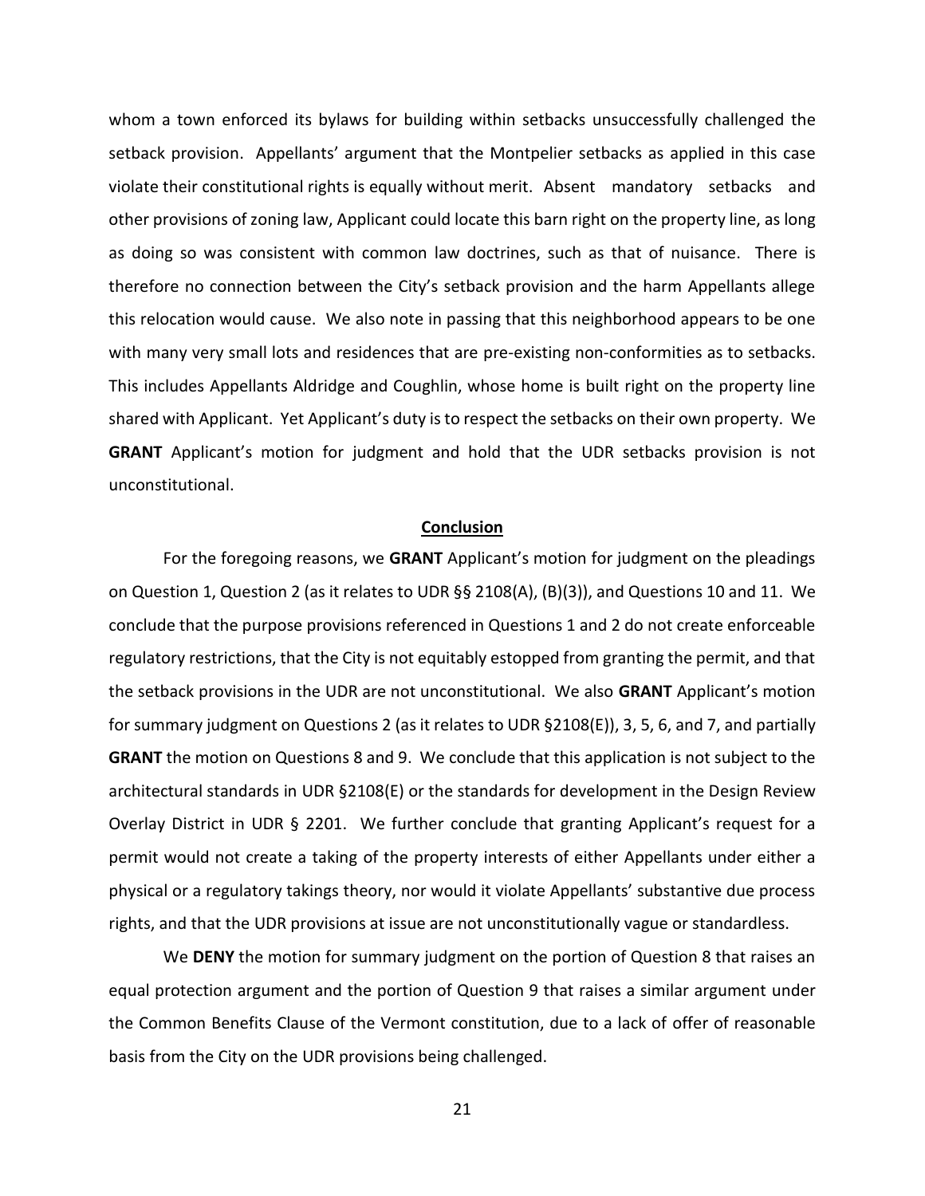whom a town enforced its bylaws for building within setbacks unsuccessfully challenged the setback provision. Appellants' argument that the Montpelier setbacks as applied in this case violate their constitutional rights is equally without merit. Absent mandatory setbacks and other provisions of zoning law, Applicant could locate this barn right on the property line, as long as doing so was consistent with common law doctrines, such as that of nuisance. There is therefore no connection between the City's setback provision and the harm Appellants allege this relocation would cause. We also note in passing that this neighborhood appears to be one with many very small lots and residences that are pre-existing non-conformities as to setbacks. This includes Appellants Aldridge and Coughlin, whose home is built right on the property line shared with Applicant. Yet Applicant's duty is to respect the setbacks on their own property. We **GRANT** Applicant's motion for judgment and hold that the UDR setbacks provision is not unconstitutional.

## Conclusion

For the foregoing reasons, we **GRANT** Applicant's motion for judgment on the pleadings on Question 1, Question 2 (as it relates to UDR §§ 2108(A), (B)(3)), and Questions 10 and 11. We conclude that the purpose provisions referenced in Questions 1 and 2 do not create enforceable regulatory restrictions, that the City is not equitably estopped from granting the permit, and that the setback provisions in the UDR are not unconstitutional. We also **GRANT** Applicant's motion for summary judgment on Questions 2 (as it relates to UDR §2108(E)), 3, 5, 6, and 7, and partially **GRANT** the motion on Questions 8 and 9. We conclude that this application is not subject to the architectural standards in UDR §2108(E) or the standards for development in the Design Review Overlay District in UDR § 2201. We further conclude that granting Applicant's request for a permit would not create a taking of the property interests of either Appellants under either a physical or a regulatory takings theory, nor would it violate Appellants' substantive due process rights, and that the UDR provisions at issue are not unconstitutionally vague or standardless.

We **DENY** the motion for summary judgment on the portion of Question 8 that raises an equal protection argument and the portion of Question 9 that raises a similar argument under the Common Benefits Clause of the Vermont constitution, due to a lack of offer of reasonable basis from the City on the UDR provisions being challenged.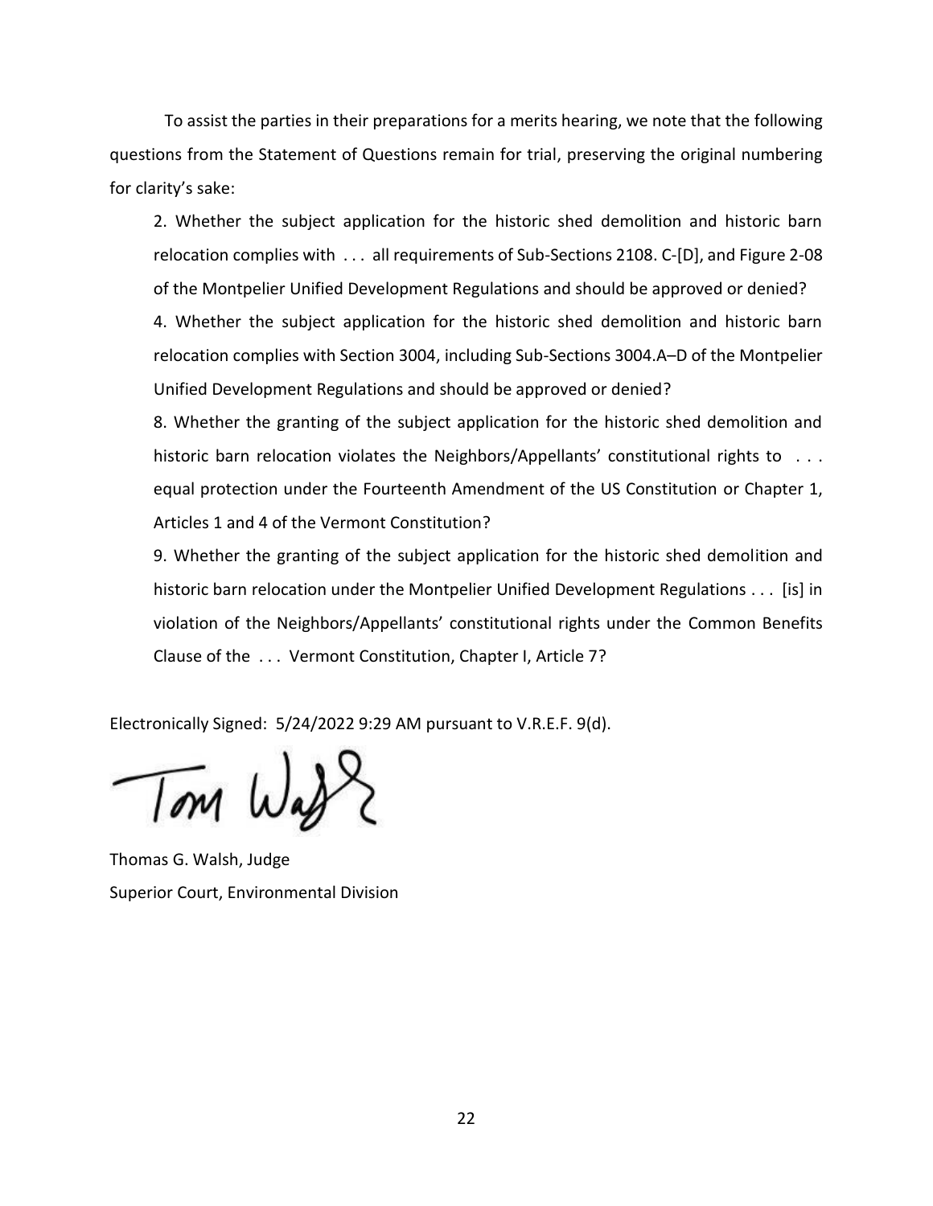To assist the parties in their preparations for a merits hearing, we note that the following questions from the Statement of Questions remain for trial, preserving the original numbering for clarity's sake:

> 2. Whether the subject application for the historic shed demolition and historic barn relocation complies with . . . all requirements of Sub-Sections 2108. C-[D], and Figure 2-08 of the Montpelier Unified Development Regulations and should be approved or denied?
>
> 4. Whether the subject application for the historic shed demolition and historic barn relocation complies with Section 3004, including Sub-Sections 3004.A–D of the Montpelier Unified Development Regulations and should be approved or denied?
>
> 8. Whether the granting of the subject application for the historic shed demolition and historic barn relocation violates the Neighbors/Appellants' constitutional rights to . . . equal protection under the Fourteenth Amendment of the US Constitution or Chapter 1, Articles 1 and 4 of the Vermont Constitution?
>
> 9. Whether the granting of the subject application for the historic shed demolition and historic barn relocation under the Montpelier Unified Development Regulations . . . [is] in violation of the Neighbors/Appellants' constitutional rights under the Common Benefits Clause of the . . . Vermont Constitution, Chapter I, Article 7?

Electronically Signed: 5/24/2022 9:29 AM pursuant to V.R.E.F. 9(d).

Tom Walsh

Thomas G. Walsh, Judge
Superior Court, Environmental Division